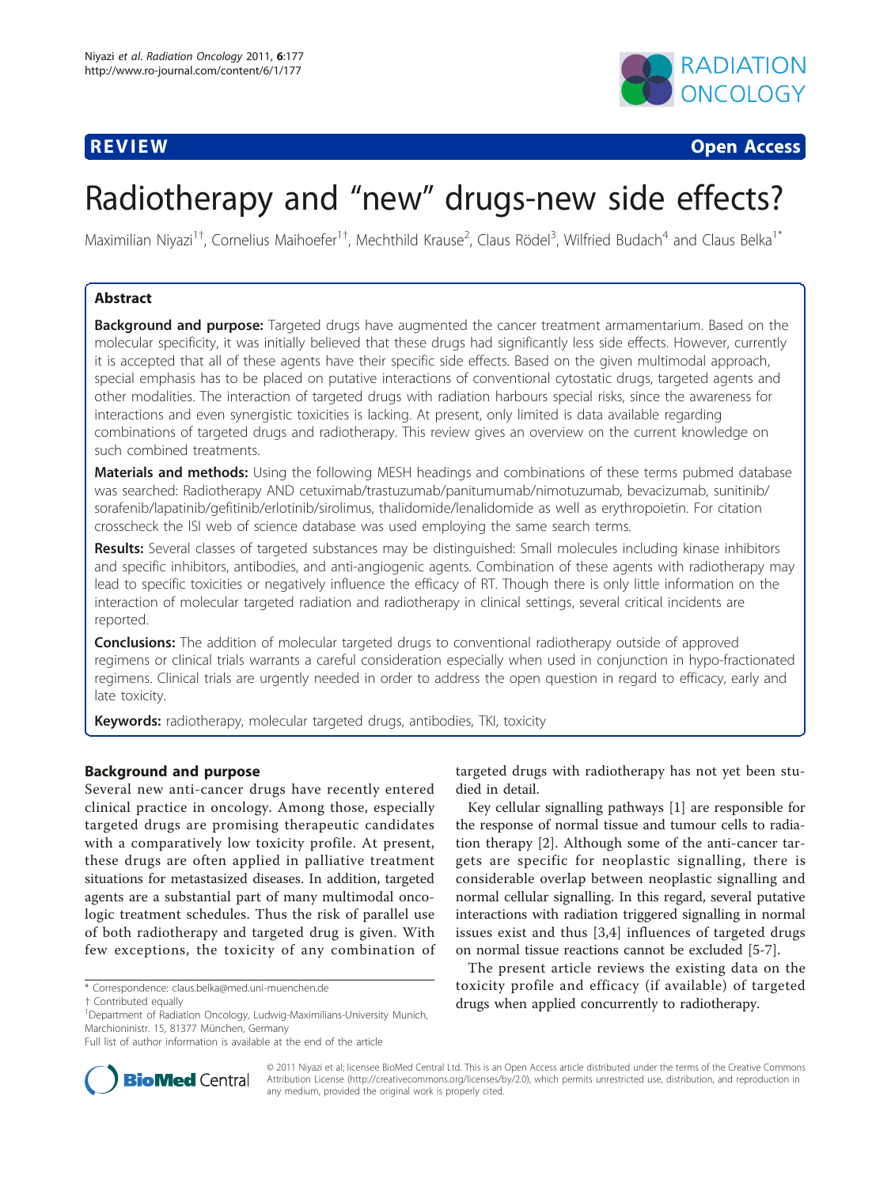**REVIEW** **Open Access**

# Radiotherapy and "new" drugs-new side effects?

Maximilian Niyazi[1†], Cornelius Maihoefer[1†], Mechthild Krause[2], Claus Rödel[3], Wilfried Budach[4] and Claus Belka[1*]

## Abstract

**Background and purpose:** Targeted drugs have augmented the cancer treatment armamentarium. Based on the molecular specificity, it was initially believed that these drugs had significantly less side effects. However, currently it is accepted that all of these agents have their specific side effects. Based on the given multimodal approach, special emphasis has to be placed on putative interactions of conventional cytostatic drugs, targeted agents and other modalities. The interaction of targeted drugs with radiation harbours special risks, since the awareness for interactions and even synergistic toxicities is lacking. At present, only limited is data available regarding combinations of targeted drugs and radiotherapy. This review gives an overview on the current knowledge on such combined treatments.

**Materials and methods:** Using the following MESH headings and combinations of these terms pubmed database was searched: Radiotherapy AND cetuximab/trastuzumab/panitumumab/nimotuzumab, bevacizumab, sunitinib/sorafenib/lapatinib/gefitinib/erlotinib/sirolimus, thalidomide/lenalidomide as well as erythropoietin. For citation crosscheck the ISI web of science database was used employing the same search terms.

**Results:** Several classes of targeted substances may be distinguished: Small molecules including kinase inhibitors and specific inhibitors, antibodies, and anti-angiogenic agents. Combination of these agents with radiotherapy may lead to specific toxicities or negatively influence the efficacy of RT. Though there is only little information on the interaction of molecular targeted radiation and radiotherapy in clinical settings, several critical incidents are reported.

**Conclusions:** The addition of molecular targeted drugs to conventional radiotherapy outside of approved regimens or clinical trials warrants a careful consideration especially when used in conjunction in hypo-fractionated regimens. Clinical trials are urgently needed in order to address the open question in regard to efficacy, early and late toxicity.

**Keywords:** radiotherapy, molecular targeted drugs, antibodies, TKI, toxicity

## Background and purpose

Several new anti-cancer drugs have recently entered clinical practice in oncology. Among those, especially targeted drugs are promising therapeutic candidates with a comparatively low toxicity profile. At present, these drugs are often applied in palliative treatment situations for metastasized diseases. In addition, targeted agents are a substantial part of many multimodal oncologic treatment schedules. Thus the risk of parallel use of both radiotherapy and targeted drug is given. With few exceptions, the toxicity of any combination of targeted drugs with radiotherapy has not yet been studied in detail.

Key cellular signalling pathways [1] are responsible for the response of normal tissue and tumour cells to radiation therapy [2]. Although some of the anti-cancer targets are specific for neoplastic signalling, there is considerable overlap between neoplastic signalling and normal cellular signalling. In this regard, several putative interactions with radiation triggered signalling in normal issues exist and thus [3,4] influences of targeted drugs on normal tissue reactions cannot be excluded [5-7].

The present article reviews the existing data on the toxicity profile and efficacy (if available) of targeted drugs when applied concurrently to radiotherapy.

\* Correspondence: claus.belka@med.uni-muenchen.de
† Contributed equally
[1]Department of Radiation Oncology, Ludwig-Maximilians-University Munich, Marchioninistr. 15, 81377 München, Germany
Full list of author information is available at the end of the article

© 2011 Niyazi et al; licensee BioMed Central Ltd. This is an Open Access article distributed under the terms of the Creative Commons Attribution License (http://creativecommons.org/licenses/by/2.0), which permits unrestricted use, distribution, and reproduction in any medium, provided the original work is properly cited.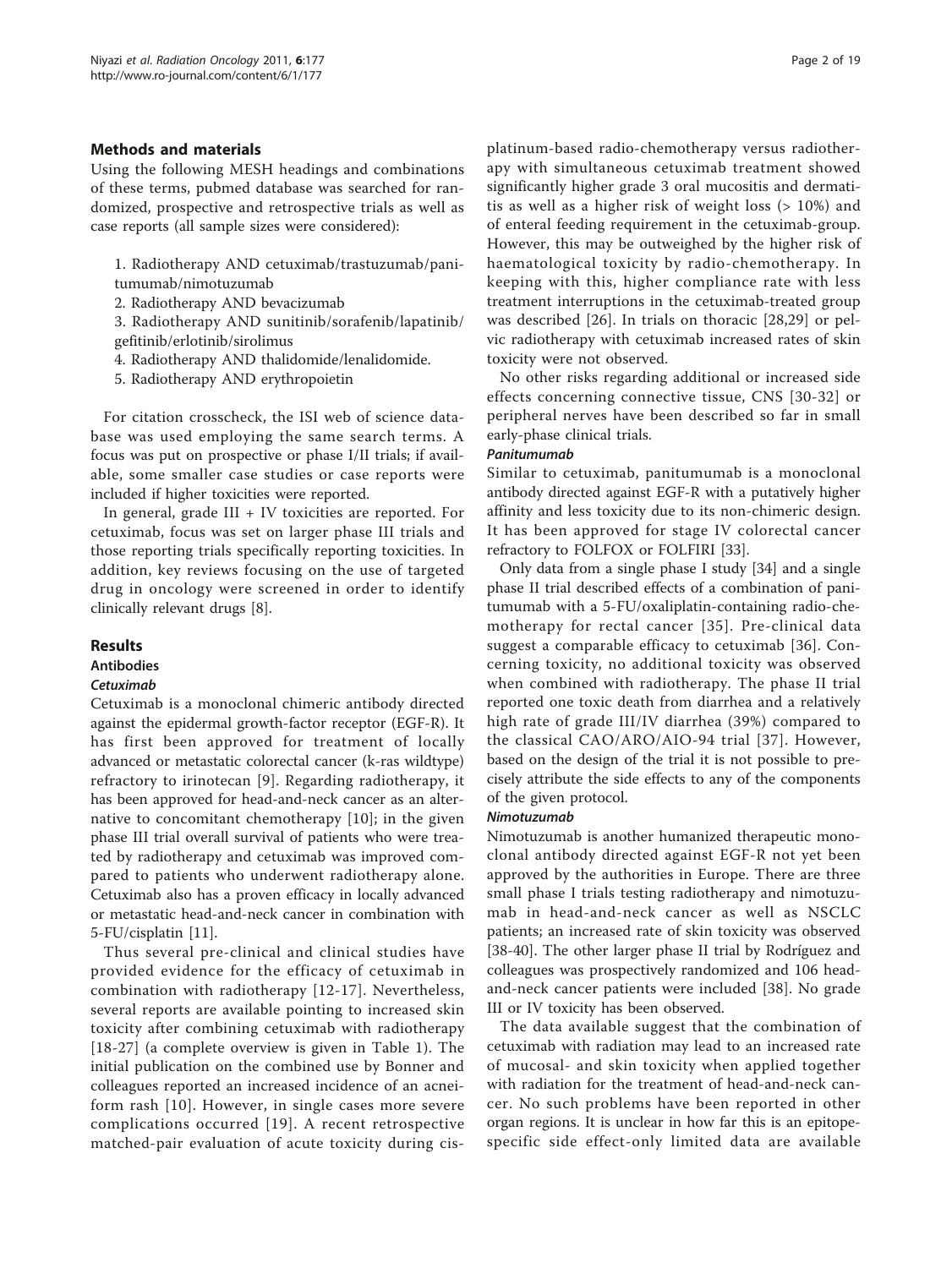## Methods and materials

Using the following MESH headings and combinations of these terms, pubmed database was searched for randomized, prospective and retrospective trials as well as case reports (all sample sizes were considered):

1. Radiotherapy AND cetuximab/trastuzumab/panitumumab/nimotuzumab
2. Radiotherapy AND bevacizumab
3. Radiotherapy AND sunitinib/sorafenib/lapatinib/gefitinib/erlotinib/sirolimus
4. Radiotherapy AND thalidomide/lenalidomide.
5. Radiotherapy AND erythropoietin

For citation crosscheck, the ISI web of science database was used employing the same search terms. A focus was put on prospective or phase I/II trials; if available, some smaller case studies or case reports were included if higher toxicities were reported.

In general, grade III + IV toxicities are reported. For cetuximab, focus was set on larger phase III trials and those reporting trials specifically reporting toxicities. In addition, key reviews focusing on the use of targeted drug in oncology were screened in order to identify clinically relevant drugs [8].

## Results

### Antibodies

#### Cetuximab

Cetuximab is a monoclonal chimeric antibody directed against the epidermal growth-factor receptor (EGF-R). It has first been approved for treatment of locally advanced or metastatic colorectal cancer (k-ras wildtype) refractory to irinotecan [9]. Regarding radiotherapy, it has been approved for head-and-neck cancer as an alternative to concomitant chemotherapy [10]; in the given phase III trial overall survival of patients who were treated by radiotherapy and cetuximab was improved compared to patients who underwent radiotherapy alone. Cetuximab also has a proven efficacy in locally advanced or metastatic head-and-neck cancer in combination with 5-FU/cisplatin [11].

Thus several pre-clinical and clinical studies have provided evidence for the efficacy of cetuximab in combination with radiotherapy [12-17]. Nevertheless, several reports are available pointing to increased skin toxicity after combining cetuximab with radiotherapy [18-27] (a complete overview is given in Table 1). The initial publication on the combined use by Bonner and colleagues reported an increased incidence of an acneiform rash [10]. However, in single cases more severe complications occurred [19]. A recent retrospective matched-pair evaluation of acute toxicity during cis-platinum-based radio-chemotherapy versus radiotherapy with simultaneous cetuximab treatment showed significantly higher grade 3 oral mucositis and dermatitis as well as a higher risk of weight loss (> 10%) and of enteral feeding requirement in the cetuximab-group. However, this may be outweighed by the higher risk of haematological toxicity by radio-chemotherapy. In keeping with this, higher compliance rate with less treatment interruptions in the cetuximab-treated group was described [26]. In trials on thoracic [28,29] or pelvic radiotherapy with cetuximab increased rates of skin toxicity were not observed.

No other risks regarding additional or increased side effects concerning connective tissue, CNS [30-32] or peripheral nerves have been described so far in small early-phase clinical trials.

#### Panitumumab

Similar to cetuximab, panitumumab is a monoclonal antibody directed against EGF-R with a putatively higher affinity and less toxicity due to its non-chimeric design. It has been approved for stage IV colorectal cancer refractory to FOLFOX or FOLFIRI [33].

Only data from a single phase I study [34] and a single phase II trial described effects of a combination of panitumumab with a 5-FU/oxaliplatin-containing radio-chemotherapy for rectal cancer [35]. Pre-clinical data suggest a comparable efficacy to cetuximab [36]. Concerning toxicity, no additional toxicity was observed when combined with radiotherapy. The phase II trial reported one toxic death from diarrhea and a relatively high rate of grade III/IV diarrhea (39%) compared to the classical CAO/ARO/AIO-94 trial [37]. However, based on the design of the trial it is not possible to precisely attribute the side effects to any of the components of the given protocol.

#### Nimotuzumab

Nimotuzumab is another humanized therapeutic monoclonal antibody directed against EGF-R not yet been approved by the authorities in Europe. There are three small phase I trials testing radiotherapy and nimotuzumab in head-and-neck cancer as well as NSCLC patients; an increased rate of skin toxicity was observed [38-40]. The other larger phase II trial by Rodríguez and colleagues was prospectively randomized and 106 head-and-neck cancer patients were included [38]. No grade III or IV toxicity has been observed.

The data available suggest that the combination of cetuximab with radiation may lead to an increased rate of mucosal- and skin toxicity when applied together with radiation for the treatment of head-and-neck cancer. No such problems have been reported in other organ regions. It is unclear in how far this is an epitope-specific side effect-only limited data are available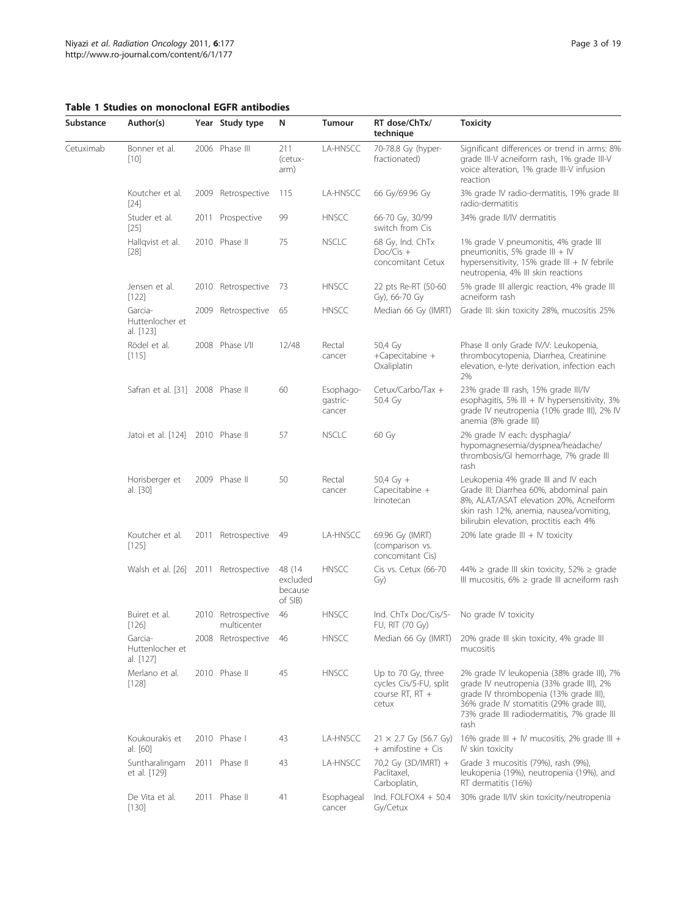**Table 1 Studies on monoclonal EGFR antibodies**

| Substance | Author(s) | Year | Study type | N | Tumour | RT dose/ChTx/ technique | Toxicity |
|---|---|---|---|---|---|---|---|
| Cetuximab | Bonner et al. [10] | 2006 | Phase III | 211 (cetux-arm) | LA-HNSCC | 70-78.8 Gy (hyper-fractionated) | Significant differences or trend in arms: 8% grade III-V acneiform rash, 1% grade III-V voice alteration, 1% grade III-V infusion reaction |
| | Koutcher et al. [24] | 2009 | Retrospective | 115 | LA-HNSCC | 66 Gy/69.96 Gy | 3% grade IV radio-dermatitis, 19% grade III radio-dermatitis |
| | Studer et al. [25] | 2011 | Prospective | 99 | HNSCC | 66-70 Gy, 30/99 switch from Cis | 34% grade II/IV dermatitis |
| | Hallqvist et al. [28] | 2010 | Phase II | 75 | NSCLC | 68 Gy, Ind. ChTx Doc/Cis + concomitant Cetux | 1% grade V pneumonitis, 4% grade III pneumonitis, 5% grade III + IV hypersensitivity, 15% grade III + IV febrile neutropenia, 4% III skin reactions |
| | Jensen et al. [122] | 2010 | Retrospective | 73 | HNSCC | 22 pts Re-RT (50-60 Gy), 66-70 Gy | 5% grade III allergic reaction, 4% grade III acneiform rash |
| | Garcia-Huttenlocher et al. [123] | 2009 | Retrospective | 65 | HNSCC | Median 66 Gy (IMRT) | Grade III: skin toxicity 28%, mucositis 25% |
| | Rödel et al. [115] | 2008 | Phase I/II | 12/48 | Rectal cancer | 50,4 Gy +Capecitabine + Oxaliplatin | Phase II only Grade IV/V: Leukopenia, thrombocytopenia, Diarrhea, Creatinine elevation, e-lyte derivation, infection each 2% |
| | Safran et al. [31] | 2008 | Phase II | 60 | Esophago-gastric-cancer | Cetux/Carbo/Tax + 50.4 Gy | 23% grade III rash, 15% grade III/IV esophagitis, 5% III + IV hypersensitivity, 3% grade IV neutropenia (10% grade III), 2% IV anemia (8% grade III) |
| | Jatoi et al. [124] | 2010 | Phase II | 57 | NSCLC | 60 Gy | 2% grade IV each: dysphagia/ hypomagnesemia/dyspnea/headache/ thrombosis/GI hemorrhage, 7% grade III rash |
| | Horisberger et al. [30] | 2009 | Phase II | 50 | Rectal cancer | 50,4 Gy + Capecitabine + Irinotecan | Leukopenia 4% grade III and IV each Grade III: Diarrhea 60%, abdominal pain 8%, ALAT/ASAT elevation 20%, Acneiform skin rash 12%, anemia, nausea/vomiting, bilirubin elevation, proctitis each 4% |
| | Koutcher et al. [125] | 2011 | Retrospective | 49 | LA-HNSCC | 69.96 Gy (IMRT) (comparison vs. concomitant Cis) | 20% late grade III + IV toxicity |
| | Walsh et al. [26] | 2011 | Retrospective | 48 (14 excluded because of SIB) | HNSCC | Cis vs. Cetux (66-70 Gy) | 44% ≥ grade III skin toxicity, 52% ≥ grade III mucositis, 6% ≥ grade III acneiform rash |
| | Buiret et al. [126] | 2010 | Retrospective multicenter | 46 | HNSCC | Ind. ChTx Doc/Cis/5-FU, RIT (70 Gy) | No grade IV toxicity |
| | Garcia-Huttenlocher et al. [127] | 2008 | Retrospective | 46 | HNSCC | Median 66 Gy (IMRT) | 20% grade III skin toxicity, 4% grade III mucositis |
| | Merlano et al. [128] | 2010 | Phase II | 45 | HNSCC | Up to 70 Gy, three cycles Cis/5-FU, split course RT, RT + cetux | 2% grade IV leukopenia (38% grade III), 7% grade IV neutropenia (33% grade III), 2% grade IV thrombopenia (13% grade III), 36% grade IV stomatitis (29% grade III), 73% grade III radiodermatitis, 7% grade III rash |
| | Koukourakis et al. [60] | 2010 | Phase I | 43 | LA-HNSCC | 21 × 2.7 Gy (56.7 Gy) + amifostine + Cis | 16% grade III + IV mucositis, 2% grade III + IV skin toxicity |
| | Suntharalingam et al. [129] | 2011 | Phase II | 43 | LA-HNSCC | 70,2 Gy (3D/IMRT) + Paclitaxel, Carboplatin, | Grade 3 mucositis (79%), rash (9%), leukopenia (19%), neutropenia (19%), and RT dermatitis (16%) |
| | De Vita et al. [130] | 2011 | Phase II | 41 | Esophageal cancer | Ind. FOLFOX4 + 50.4 Gy/Cetux | 30% grade II/IV skin toxicity/neutropenia |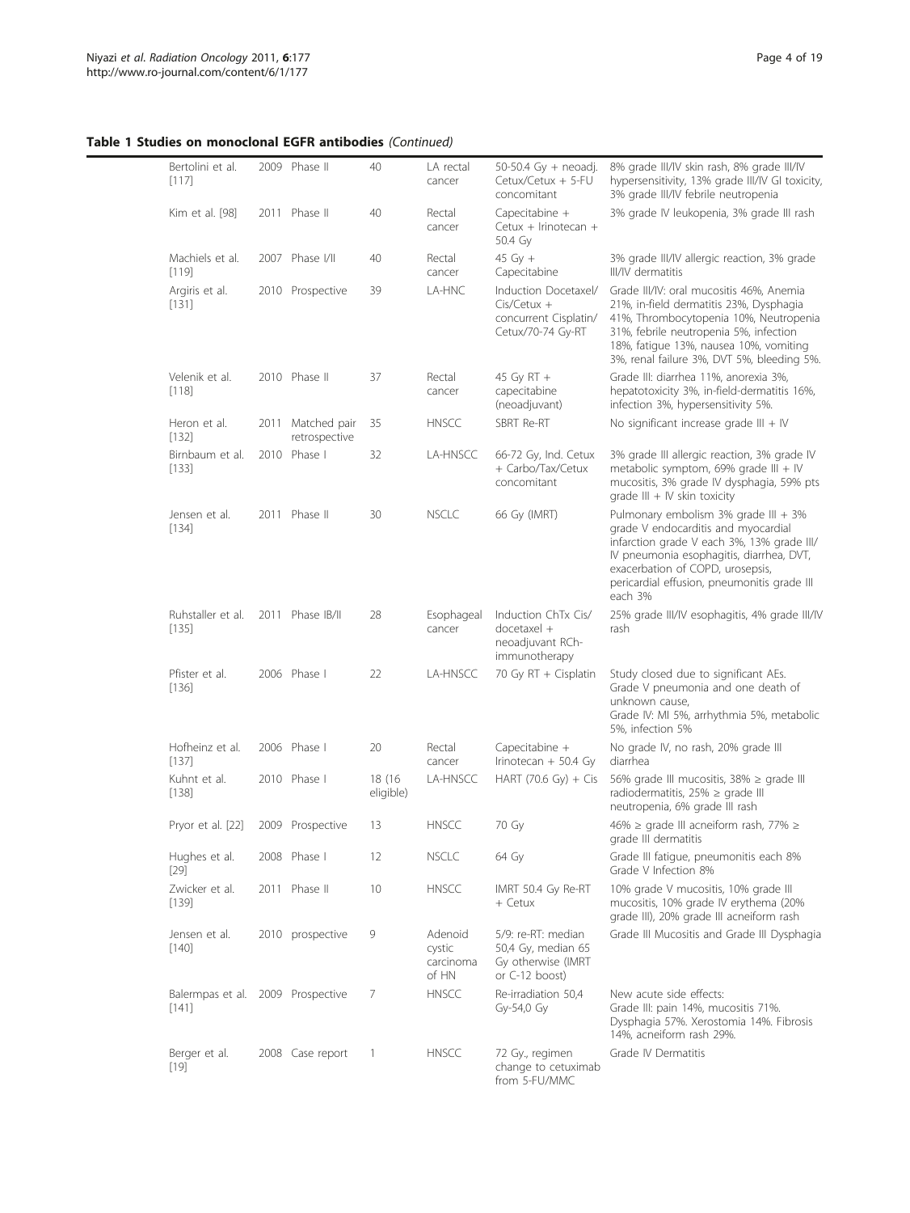**Table 1 Studies on monoclonal EGFR antibodies** *(Continued)*

| | | | | | | |
|---|---|---|---|---|---|---|
| Bertolini et al. [117] | 2009 | Phase II | 40 | LA rectal cancer | 50-50.4 Gy + neoadj. Cetux/Cetux + 5-FU concomitant | 8% grade III/IV skin rash, 8% grade III/IV hypersensitivity, 13% grade III/IV GI toxicity, 3% grade III/IV febrile neutropenia |
| Kim et al. [98] | 2011 | Phase II | 40 | Rectal cancer | Capecitabine + Cetux + Irinotecan + 50.4 Gy | 3% grade IV leukopenia, 3% grade III rash |
| Machiels et al. [119] | 2007 | Phase I/II | 40 | Rectal cancer | 45 Gy + Capecitabine | 3% grade III/IV allergic reaction, 3% grade III/IV dermatitis |
| Argiris et al. [131] | 2010 | Prospective | 39 | LA-HNC | Induction Docetaxel/ Cis/Cetux + concurrent Cisplatin/ Cetux/70-74 Gy-RT | Grade III/IV: oral mucositis 46%, Anemia 21%, in-field dermatitis 23%, Dysphagia 41%, Thrombocytopenia 10%, Neutropenia 31%, febrile neutropenia 5%, infection 18%, fatigue 13%, nausea 10%, vomiting 3%, renal failure 3%, DVT 5%, bleeding 5%. |
| Velenik et al. [118] | 2010 | Phase II | 37 | Rectal cancer | 45 Gy RT + capecitabine (neoadjuvant) | Grade III: diarrhea 11%, anorexia 3%, hepatotoxicity 3%, in-field-dermatitis 16%, infection 3%, hypersensitivity 5%. |
| Heron et al. [132] | 2011 | Matched pair retrospective | 35 | HNSCC | SBRT Re-RT | No significant increase grade III + IV |
| Birnbaum et al. [133] | 2010 | Phase I | 32 | LA-HNSCC | 66-72 Gy, Ind. Cetux + Carbo/Tax/Cetux concomitant | 3% grade III allergic reaction, 3% grade IV metabolic symptom, 69% grade III + IV mucositis, 3% grade IV dysphagia, 59% pts grade III + IV skin toxicity |
| Jensen et al. [134] | 2011 | Phase II | 30 | NSCLC | 66 Gy (IMRT) | Pulmonary embolism 3% grade III + 3% grade V endocarditis and myocardial infarction grade V each 3%, 13% grade III/ IV pneumonia esophagitis, diarrhea, DVT, exacerbation of COPD, urosepsis, pericardial effusion, pneumonitis grade III each 3% |
| Ruhstaller et al. [135] | 2011 | Phase IB/II | 28 | Esophageal cancer | Induction ChTx Cis/ docetaxel + neoadjuvant RCh-immunotherapy | 25% grade III/IV esophagitis, 4% grade III/IV rash |
| Pfister et al. [136] | 2006 | Phase I | 22 | LA-HNSCC | 70 Gy RT + Cisplatin | Study closed due to significant AEs. Grade V pneumonia and one death of unknown cause, Grade IV: MI 5%, arrhythmia 5%, metabolic 5%, infection 5% |
| Hofheinz et al. [137] | 2006 | Phase I | 20 | Rectal cancer | Capecitabine + Irinotecan + 50.4 Gy | No grade IV, no rash, 20% grade III diarrhea |
| Kuhnt et al. [138] | 2010 | Phase I | 18 (16 eligible) | LA-HNSCC | HART (70.6 Gy) + Cis | 56% grade III mucositis, 38% ≥ grade III radiodermatitis, 25% ≥ grade III neutropenia, 6% grade III rash |
| Pryor et al. [22] | 2009 | Prospective | 13 | HNSCC | 70 Gy | 46% ≥ grade III acneiform rash, 77% ≥ grade III dermatitis |
| Hughes et al. [29] | 2008 | Phase I | 12 | NSCLC | 64 Gy | Grade III fatigue, pneumonitis each 8% Grade V Infection 8% |
| Zwicker et al. [139] | 2011 | Phase II | 10 | HNSCC | IMRT 50.4 Gy Re-RT + Cetux | 10% grade V mucositis, 10% grade III mucositis, 10% grade IV erythema (20% grade III), 20% grade III acneiform rash |
| Jensen et al. [140] | 2010 | prospective | 9 | Adenoid cystic carcinoma of HN | 5/9: re-RT: median 50,4 Gy, median 65 Gy otherwise (IMRT or C-12 boost) | Grade III Mucositis and Grade III Dysphagia |
| Balermpas et al. [141] | 2009 | Prospective | 7 | HNSCC | Re-irradiation 50,4 Gy-54,0 Gy | New acute side effects: Grade III: pain 14%, mucositis 71%. Dysphagia 57%. Xerostomia 14%. Fibrosis 14%, acneiform rash 29%. |
| Berger et al. [19] | 2008 | Case report | 1 | HNSCC | 72 Gy., regimen change to cetuximab from 5-FU/MMC | Grade IV Dermatitis |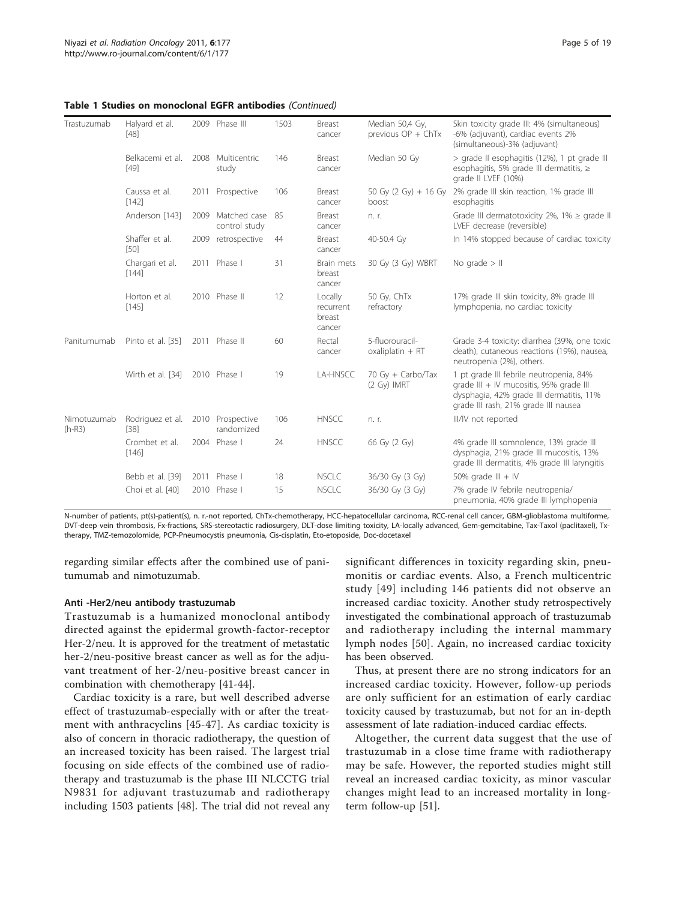**Table 1 Studies on monoclonal EGFR antibodies** *(Continued)*

| | | | | | | | |
|---|---|---|---|---|---|---|---|
| Trastuzumab | Halyard et al. [48] | 2009 | Phase III | 1503 | Breast cancer | Median 50,4 Gy, previous OP + ChTx | Skin toxicity grade III: 4% (simultaneous) -6% (adjuvant), cardiac events 2% (simultaneous)-3% (adjuvant) |
| | Belkacemi et al. [49] | 2008 | Multicentric study | 146 | Breast cancer | Median 50 Gy | > grade II esophagitis (12%), 1 pt grade III esophagitis, 5% grade III dermatitis, ≥ grade II LVEF (10%) |
| | Caussa et al. [142] | 2011 | Prospective | 106 | Breast cancer | 50 Gy (2 Gy) + 16 Gy boost | 2% grade III skin reaction, 1% grade III esophagitis |
| | Anderson [143] | 2009 | Matched case control study | 85 | Breast cancer | n. r. | Grade III dermatotoxicity 2%, 1% ≥ grade II LVEF decrease (reversible) |
| | Shaffer et al. [50] | 2009 | retrospective | 44 | Breast cancer | 40-50.4 Gy | In 14% stopped because of cardiac toxicity |
| | Chargari et al. [144] | 2011 | Phase I | 31 | Brain mets breast cancer | 30 Gy (3 Gy) WBRT | No grade > II |
| | Horton et al. [145] | 2010 | Phase II | 12 | Locally recurrent breast cancer | 50 Gy, ChTx refractory | 17% grade III skin toxicity, 8% grade III lymphopenia, no cardiac toxicity |
| Panitumumab | Pinto et al. [35] | 2011 | Phase II | 60 | Rectal cancer | 5-fluorouracil-oxaliplatin + RT | Grade 3-4 toxicity: diarrhea (39%, one toxic death), cutaneous reactions (19%), nausea, neutropenia (2%), others. |
| | Wirth et al. [34] | 2010 | Phase I | 19 | LA-HNSCC | 70 Gy + Carbo/Tax (2 Gy) IMRT | 1 pt grade III febrile neutropenia, 84% grade III + IV mucositis, 95% grade III dysphagia, 42% grade III dermatitis, 11% grade III rash, 21% grade III nausea |
| Nimotuzumab (h-R3) | Rodriguez et al. [38] | 2010 | Prospective randomized | 106 | HNSCC | n. r. | III/IV not reported |
| | Crombet et al. [146] | 2004 | Phase I | 24 | HNSCC | 66 Gy (2 Gy) | 4% grade III somnolence, 13% grade III dysphagia, 21% grade III mucositis, 13% grade III dermatitis, 4% grade III laryngitis |
| | Bebb et al. [39] | 2011 | Phase I | 18 | NSCLC | 36/30 Gy (3 Gy) | 50% grade III + IV |
| | Choi et al. [40] | 2010 | Phase I | 15 | NSCLC | 36/30 Gy (3 Gy) | 7% grade IV febrile neutropenia/ pneumonia, 40% grade III lymphopenia |

N-number of patients, pt(s)-patient(s), n. r.-not reported, ChTx-chemotherapy, HCC-hepatocellular carcinoma, RCC-renal cell cancer, GBM-glioblastoma multiforme, DVT-deep vein thrombosis, Fx-fractions, SRS-stereotactic radiosurgery, DLT-dose limiting toxicity, LA-locally advanced, Gem-gemcitabine, Tax-Taxol (paclitaxel), Tx-therapy, TMZ-temozolomide, PCP-Pneumocystis pneumonia, Cis-cisplatin, Eto-etoposide, Doc-docetaxel

regarding similar effects after the combined use of panitumumab and nimotuzumab.

#### Anti -Her2/neu antibody trastuzumab

Trastuzumab is a humanized monoclonal antibody directed against the epidermal growth-factor-receptor Her-2/neu. It is approved for the treatment of metastatic her-2/neu-positive breast cancer as well as for the adjuvant treatment of her-2/neu-positive breast cancer in combination with chemotherapy [41-44].

Cardiac toxicity is a rare, but well described adverse effect of trastuzumab-especially with or after the treatment with anthracyclins [45-47]. As cardiac toxicity is also of concern in thoracic radiotherapy, the question of an increased toxicity has been raised. The largest trial focusing on side effects of the combined use of radiotherapy and trastuzumab is the phase III NLCCTG trial N9831 for adjuvant trastuzumab and radiotherapy including 1503 patients [48]. The trial did not reveal any significant differences in toxicity regarding skin, pneumonitis or cardiac events. Also, a French multicentric study [49] including 146 patients did not observe an increased cardiac toxicity. Another study retrospectively investigated the combinational approach of trastuzumab and radiotherapy including the internal mammary lymph nodes [50]. Again, no increased cardiac toxicity has been observed.

Thus, at present there are no strong indicators for an increased cardiac toxicity. However, follow-up periods are only sufficient for an estimation of early cardiac toxicity caused by trastuzumab, but not for an in-depth assessment of late radiation-induced cardiac effects.

Altogether, the current data suggest that the use of trastuzumab in a close time frame with radiotherapy may be safe. However, the reported studies might still reveal an increased cardiac toxicity, as minor vascular changes might lead to an increased mortality in long-term follow-up [51].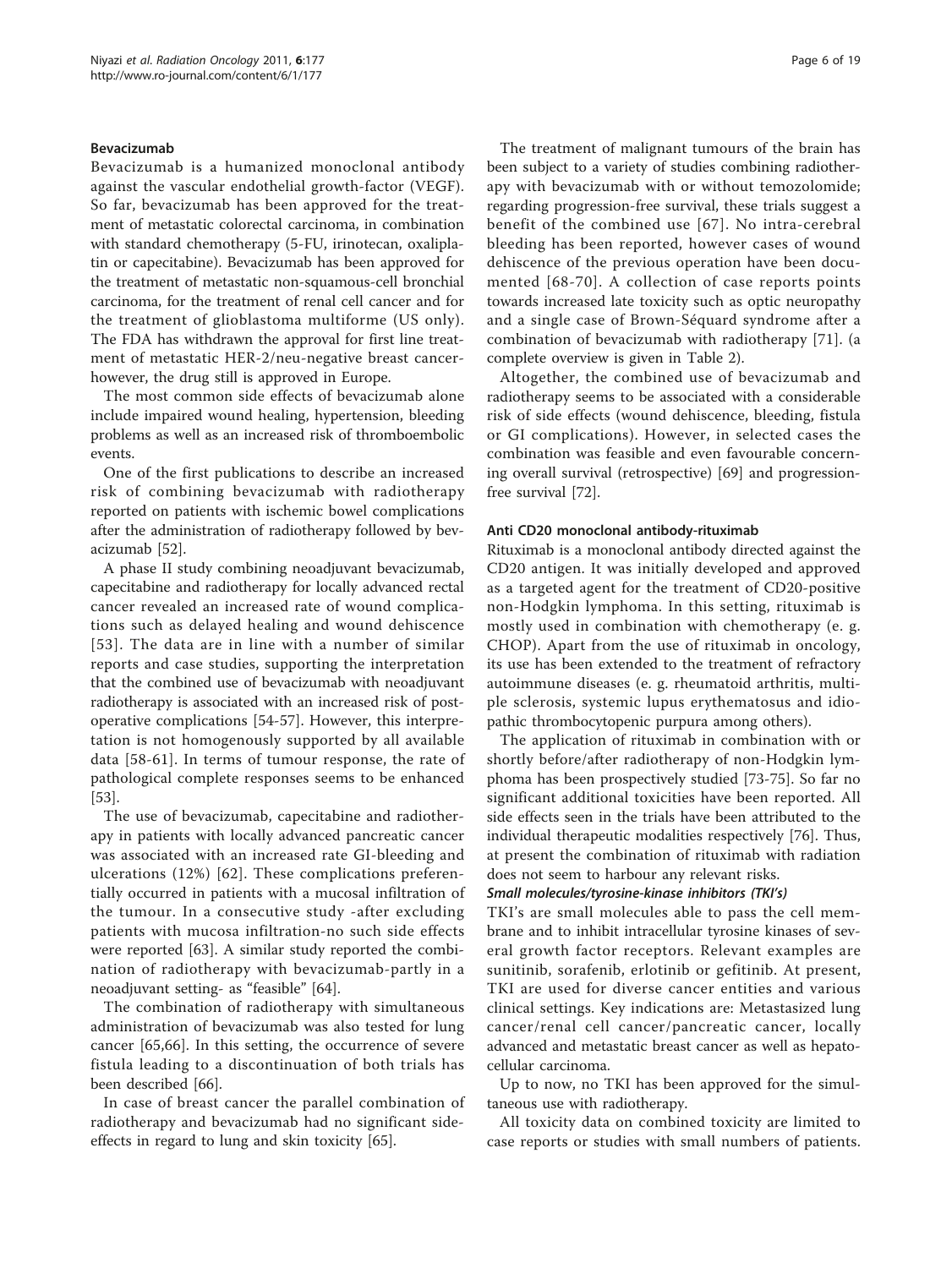### Bevacizumab

Bevacizumab is a humanized monoclonal antibody against the vascular endothelial growth-factor (VEGF). So far, bevacizumab has been approved for the treatment of metastatic colorectal carcinoma, in combination with standard chemotherapy (5-FU, irinotecan, oxaliplatin or capecitabine). Bevacizumab has been approved for the treatment of metastatic non-squamous-cell bronchial carcinoma, for the treatment of renal cell cancer and for the treatment of glioblastoma multiforme (US only). The FDA has withdrawn the approval for first line treatment of metastatic HER-2/neu-negative breast cancer-however, the drug still is approved in Europe.

The most common side effects of bevacizumab alone include impaired wound healing, hypertension, bleeding problems as well as an increased risk of thromboembolic events.

One of the first publications to describe an increased risk of combining bevacizumab with radiotherapy reported on patients with ischemic bowel complications after the administration of radiotherapy followed by bevacizumab [52].

A phase II study combining neoadjuvant bevacizumab, capecitabine and radiotherapy for locally advanced rectal cancer revealed an increased rate of wound complications such as delayed healing and wound dehiscence [53]. The data are in line with a number of similar reports and case studies, supporting the interpretation that the combined use of bevacizumab with neoadjuvant radiotherapy is associated with an increased risk of post-operative complications [54-57]. However, this interpretation is not homogenously supported by all available data [58-61]. In terms of tumour response, the rate of pathological complete responses seems to be enhanced [53].

The use of bevacizumab, capecitabine and radiotherapy in patients with locally advanced pancreatic cancer was associated with an increased rate GI-bleeding and ulcerations (12%) [62]. These complications preferentially occurred in patients with a mucosal infiltration of the tumour. In a consecutive study -after excluding patients with mucosa infiltration-no such side effects were reported [63]. A similar study reported the combination of radiotherapy with bevacizumab-partly in a neoadjuvant setting- as "feasible" [64].

The combination of radiotherapy with simultaneous administration of bevacizumab was also tested for lung cancer [65,66]. In this setting, the occurrence of severe fistula leading to a discontinuation of both trials has been described [66].

In case of breast cancer the parallel combination of radiotherapy and bevacizumab had no significant side-effects in regard to lung and skin toxicity [65].

The treatment of malignant tumours of the brain has been subject to a variety of studies combining radiotherapy with bevacizumab with or without temozolomide; regarding progression-free survival, these trials suggest a benefit of the combined use [67]. No intra-cerebral bleeding has been reported, however cases of wound dehiscence of the previous operation have been documented [68-70]. A collection of case reports points towards increased late toxicity such as optic neuropathy and a single case of Brown-Séquard syndrome after a combination of bevacizumab with radiotherapy [71]. (a complete overview is given in Table 2).

Altogether, the combined use of bevacizumab and radiotherapy seems to be associated with a considerable risk of side effects (wound dehiscence, bleeding, fistula or GI complications). However, in selected cases the combination was feasible and even favourable concerning overall survival (retrospective) [69] and progression-free survival [72].

### Anti CD20 monoclonal antibody-rituximab

Rituximab is a monoclonal antibody directed against the CD20 antigen. It was initially developed and approved as a targeted agent for the treatment of CD20-positive non-Hodgkin lymphoma. In this setting, rituximab is mostly used in combination with chemotherapy (e. g. CHOP). Apart from the use of rituximab in oncology, its use has been extended to the treatment of refractory autoimmune diseases (e. g. rheumatoid arthritis, multiple sclerosis, systemic lupus erythematosus and idiopathic thrombocytopenic purpura among others).

The application of rituximab in combination with or shortly before/after radiotherapy of non-Hodgkin lymphoma has been prospectively studied [73-75]. So far no significant additional toxicities have been reported. All side effects seen in the trials have been attributed to the individual therapeutic modalities respectively [76]. Thus, at present the combination of rituximab with radiation does not seem to harbour any relevant risks.

#### *Small molecules/tyrosine-kinase inhibitors (TKI's)*

TKI's are small molecules able to pass the cell membrane and to inhibit intracellular tyrosine kinases of several growth factor receptors. Relevant examples are sunitinib, sorafenib, erlotinib or gefitinib. At present, TKI are used for diverse cancer entities and various clinical settings. Key indications are: Metastasized lung cancer/renal cell cancer/pancreatic cancer, locally advanced and metastatic breast cancer as well as hepatocellular carcinoma.

Up to now, no TKI has been approved for the simultaneous use with radiotherapy.

All toxicity data on combined toxicity are limited to case reports or studies with small numbers of patients.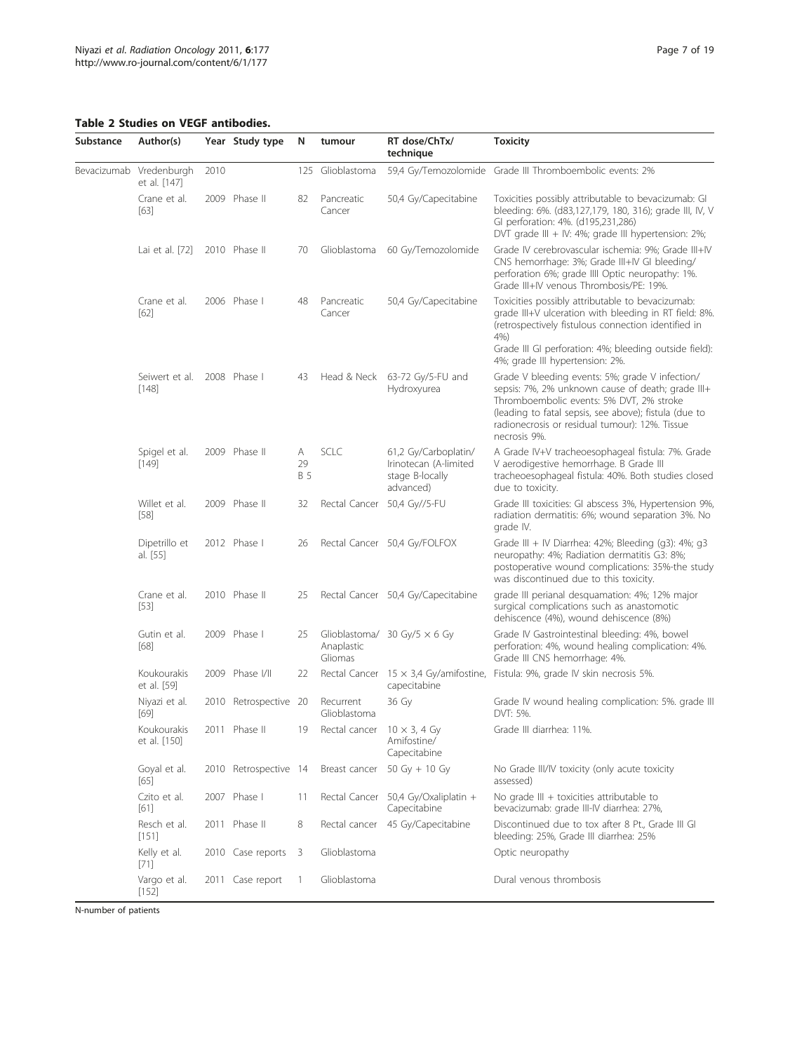**Table 2 Studies on VEGF antibodies.**

| Substance | Author(s) | Year | Study type | N | tumour | RT dose/ChTx/ technique | Toxicity |
|---|---|---|---|---|---|---|---|
| Bevacizumab | Vredenburgh et al. [147] | 2010 | | 125 | Glioblastoma | 59,4 Gy/Temozolomide | Grade III Thromboembolic events: 2% |
| | Crane et al. [63] | 2009 | Phase II | 82 | Pancreatic Cancer | 50,4 Gy/Capecitabine | Toxicities possibly attributable to bevacizumab: GI bleeding: 6%. (d83,127,179, 180, 316); grade III, IV, V GI perforation: 4%. (d195,231,286) DVT grade III + IV: 4%; grade III hypertension: 2%; |
| | Lai et al. [72] | 2010 | Phase II | 70 | Glioblastoma | 60 Gy/Temozolomide | Grade IV cerebrovascular ischemia: 9%; Grade III+IV CNS hemorrhage: 3%; Grade III+IV GI bleeding/ perforation 6%; grade IIII Optic neuropathy: 1%. Grade III+IV venous Thrombosis/PE: 19%. |
| | Crane et al. [62] | 2006 | Phase I | 48 | Pancreatic Cancer | 50,4 Gy/Capecitabine | Toxicities possibly attributable to bevacizumab: grade III+V ulceration with bleeding in RT field: 8%. (retrospectively fistulous connection identified in 4%) Grade III GI perforation: 4%; bleeding outside field): 4%; grade III hypertension: 2%. |
| | Seiwert et al. [148] | 2008 | Phase I | 43 | Head & Neck | 63-72 Gy/5-FU and Hydroxyurea | Grade V bleeding events: 5%; grade V infection/ sepsis: 7%, 2% unknown cause of death; grade III+ Thromboembolic events: 5% DVT, 2% stroke (leading to fatal sepsis, see above); fistula (due to radionecrosis or residual tumour): 12%. Tissue necrosis 9%. |
| | Spigel et al. [149] | 2009 | Phase II | A 29 B 5 | SCLC | 61,2 Gy/Carboplatin/ Irinotecan (A-limited stage B-locally advanced) | A Grade IV+V tracheoesophageal fistula: 7%. Grade V aerodigestive hemorrhage. B Grade III tracheoesophageal fistula: 40%. Both studies closed due to toxicity. |
| | Willet et al. [58] | 2009 | Phase II | 32 | Rectal Cancer | 50,4 Gy//5-FU | Grade III toxicities: GI abscess 3%, Hypertension 9%, radiation dermatitis: 6%; wound separation 3%. No grade IV. |
| | Dipetrillo et al. [55] | 2012 | Phase I | 26 | Rectal Cancer | 50,4 Gy/FOLFOX | Grade III + IV Diarrhea: 42%; Bleeding (g3): 4%; g3 neuropathy: 4%; Radiation dermatitis G3: 8%; postoperative wound complications: 35%-the study was discontinued due to this toxicity. |
| | Crane et al. [53] | 2010 | Phase II | 25 | Rectal Cancer | 50,4 Gy/Capecitabine | grade III perianal desquamation: 4%; 12% major surgical complications such as anastomotic dehiscence (4%), wound dehiscence (8%) |
| | Gutin et al. [68] | 2009 | Phase I | 25 | Glioblastoma/ Anaplastic Gliomas | 30 Gy/5 × 6 Gy | Grade IV Gastrointestinal bleeding: 4%, bowel perforation: 4%, wound healing complication: 4%. Grade III CNS hemorrhage: 4%. |
| | Koukourakis et al. [59] | 2009 | Phase I/II | 22 | Rectal Cancer | 15 × 3,4 Gy/amifostine, capecitabine | Fistula: 9%, grade IV skin necrosis 5%. |
| | Niyazi et al. [69] | 2010 | Retrospective | 20 | Recurrent Glioblastoma | 36 Gy | Grade IV wound healing complication: 5%. grade III DVT: 5%. |
| | Koukourakis et al. [150] | 2011 | Phase II | 19 | Rectal cancer | 10 × 3, 4 Gy Amifostine/ Capecitabine | Grade III diarrhea: 11%. |
| | Goyal et al. [65] | 2010 | Retrospective | 14 | Breast cancer | 50 Gy + 10 Gy | No Grade III/IV toxicity (only acute toxicity assessed) |
| | Czito et al. [61] | 2007 | Phase I | 11 | Rectal Cancer | 50,4 Gy/Oxaliplatin + Capecitabine | No grade III + toxicities attributable to bevacizumab: grade III-IV diarrhea: 27%, |
| | Resch et al. [151] | 2011 | Phase II | 8 | Rectal cancer | 45 Gy/Capecitabine | Discontinued due to tox after 8 Pt., Grade III GI bleeding: 25%, Grade III diarrhea: 25% |
| | Kelly et al. [71] | 2010 | Case reports | 3 | Glioblastoma | | Optic neuropathy |
| | Vargo et al. [152] | 2011 | Case report | 1 | Glioblastoma | | Dural venous thrombosis |

N-number of patients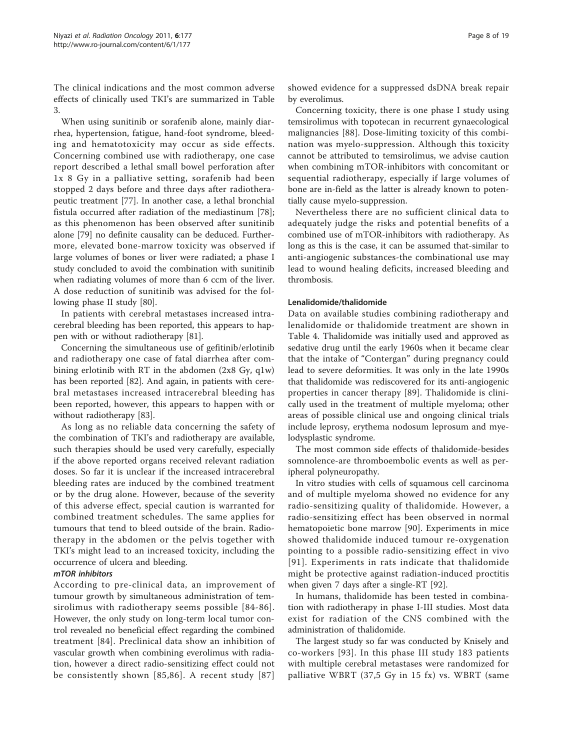The clinical indications and the most common adverse effects of clinically used TKI's are summarized in Table 3.

When using sunitinib or sorafenib alone, mainly diarrhea, hypertension, fatigue, hand-foot syndrome, bleeding and hematotoxicity may occur as side effects. Concerning combined use with radiotherapy, one case report described a lethal small bowel perforation after 1x 8 Gy in a palliative setting, sorafenib had been stopped 2 days before and three days after radiotherapeutic treatment [77]. In another case, a lethal bronchial fistula occurred after radiation of the mediastinum [78]; as this phenomenon has been observed after sunitinib alone [79] no definite causality can be deduced. Furthermore, elevated bone-marrow toxicity was observed if large volumes of bones or liver were radiated; a phase I study concluded to avoid the combination with sunitinib when radiating volumes of more than 6 ccm of the liver. A dose reduction of sunitinib was advised for the following phase II study [80].

In patients with cerebral metastases increased intracerebral bleeding has been reported, this appears to happen with or without radiotherapy [81].

Concerning the simultaneous use of gefitinib/erlotinib and radiotherapy one case of fatal diarrhea after combining erlotinib with RT in the abdomen (2x8 Gy, q1w) has been reported [82]. And again, in patients with cerebral metastases increased intracerebral bleeding has been reported, however, this appears to happen with or without radiotherapy [83].

As long as no reliable data concerning the safety of the combination of TKI's and radiotherapy are available, such therapies should be used very carefully, especially if the above reported organs received relevant radiation doses. So far it is unclear if the increased intracerebral bleeding rates are induced by the combined treatment or by the drug alone. However, because of the severity of this adverse effect, special caution is warranted for combined treatment schedules. The same applies for tumours that tend to bleed outside of the brain. Radiotherapy in the abdomen or the pelvis together with TKI's might lead to an increased toxicity, including the occurrence of ulcera and bleeding.

#### *mTOR inhibitors*

According to pre-clinical data, an improvement of tumour growth by simultaneous administration of temsirolimus with radiotherapy seems possible [84-86]. However, the only study on long-term local tumor control revealed no beneficial effect regarding the combined treatment [84]. Preclinical data show an inhibition of vascular growth when combining everolimus with radiation, however a direct radio-sensitizing effect could not be consistently shown [85,86]. A recent study [87] showed evidence for a suppressed dsDNA break repair by everolimus.

Concerning toxicity, there is one phase I study using temsirolimus with topotecan in recurrent gynaecological malignancies [88]. Dose-limiting toxicity of this combination was myelo-suppression. Although this toxicity cannot be attributed to temsirolimus, we advise caution when combining mTOR-inhibitors with concomitant or sequential radiotherapy, especially if large volumes of bone are in-field as the latter is already known to potentially cause myelo-suppression.

Nevertheless there are no sufficient clinical data to adequately judge the risks and potential benefits of a combined use of mTOR-inhibitors with radiotherapy. As long as this is the case, it can be assumed that-similar to anti-angiogenic substances-the combinational use may lead to wound healing deficits, increased bleeding and thrombosis.

#### Lenalidomide/thalidomide

Data on available studies combining radiotherapy and lenalidomide or thalidomide treatment are shown in Table 4. Thalidomide was initially used and approved as sedative drug until the early 1960s when it became clear that the intake of "Contergan" during pregnancy could lead to severe deformities. It was only in the late 1990s that thalidomide was rediscovered for its anti-angiogenic properties in cancer therapy [89]. Thalidomide is clinically used in the treatment of multiple myeloma; other areas of possible clinical use and ongoing clinical trials include leprosy, erythema nodosum leprosum and myelodysplastic syndrome.

The most common side effects of thalidomide-besides somnolence-are thromboembolic events as well as peripheral polyneuropathy.

In vitro studies with cells of squamous cell carcinoma and of multiple myeloma showed no evidence for any radio-sensitizing quality of thalidomide. However, a radio-sensitizing effect has been observed in normal hematopoietic bone marrow [90]. Experiments in mice showed thalidomide induced tumour re-oxygenation pointing to a possible radio-sensitizing effect in vivo [91]. Experiments in rats indicate that thalidomide might be protective against radiation-induced proctitis when given 7 days after a single-RT [92].

In humans, thalidomide has been tested in combination with radiotherapy in phase I-III studies. Most data exist for radiation of the CNS combined with the administration of thalidomide.

The largest study so far was conducted by Knisely and co-workers [93]. In this phase III study 183 patients with multiple cerebral metastases were randomized for palliative WBRT (37,5 Gy in 15 fx) vs. WBRT (same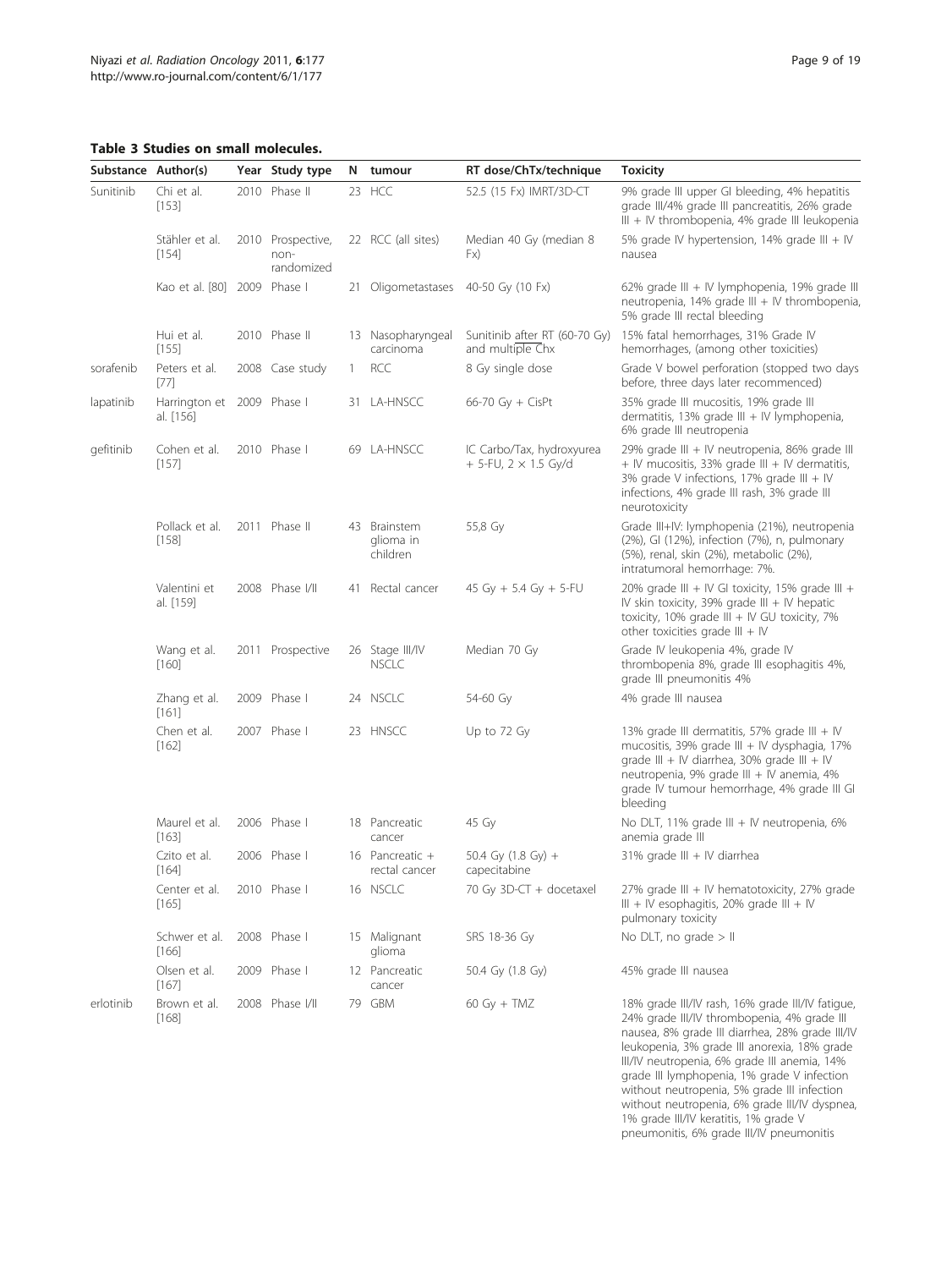**Table 3 Studies on small molecules.**

| Substance | Author(s) | Year | Study type | N | tumour | RT dose/ChTx/technique | Toxicity |
|---|---|---|---|---|---|---|---|
| Sunitinib | Chi et al. [153] | 2010 | Phase II | 23 | HCC | 52.5 (15 Fx) IMRT/3D-CT | 9% grade III upper GI bleeding, 4% hepatitis grade III/4% grade III pancreatitis, 26% grade III + IV thrombopenia, 4% grade III leukopenia |
| | Stähler et al. [154] | 2010 | Prospective, non-randomized | 22 | RCC (all sites) | Median 40 Gy (median 8 Fx) | 5% grade IV hypertension, 14% grade III + IV nausea |
| | Kao et al. [80] | 2009 | Phase I | 21 | Oligometastases | 40-50 Gy (10 Fx) | 62% grade III + IV lymphopenia, 19% grade III neutropenia, 14% grade III + IV thrombopenia, 5% grade III rectal bleeding |
| | Hui et al. [155] | 2010 | Phase II | 13 | Nasopharyngeal carcinoma | Sunitinib after RT (60-70 Gy) and multiple Chx | 15% fatal hemorrhages, 31% Grade IV hemorrhages, (among other toxicities) |
| sorafenib | Peters et al. [77] | 2008 | Case study | 1 | RCC | 8 Gy single dose | Grade V bowel perforation (stopped two days before, three days later recommenced) |
| lapatinib | Harrington et al. [156] | 2009 | Phase I | 31 | LA-HNSCC | 66-70 Gy + CisPt | 35% grade III mucositis, 19% grade III dermatitis, 13% grade III + IV lymphopenia, 6% grade III neutropenia |
| gefitinib | Cohen et al. [157] | 2010 | Phase I | 69 | LA-HNSCC | IC Carbo/Tax, hydroxyurea + 5-FU, 2 × 1.5 Gy/d | 29% grade III + IV neutropenia, 86% grade III + IV mucositis, 33% grade III + IV dermatitis, 3% grade V infections, 17% grade III + IV infections, 4% grade III rash, 3% grade III neurotoxicity |
| | Pollack et al. [158] | 2011 | Phase II | 43 | Brainstem glioma in children | 55,8 Gy | Grade III+IV: lymphopenia (21%), neutropenia (2%), GI (12%), infection (7%), n, pulmonary (5%), renal, skin (2%), metabolic (2%), intratumoral hemorrhage: 7%. |
| | Valentini et al. [159] | 2008 | Phase I/II | 41 | Rectal cancer | 45 Gy + 5.4 Gy + 5-FU | 20% grade III + IV GI toxicity, 15% grade III + IV skin toxicity, 39% grade III + IV hepatic toxicity, 10% grade III + IV GU toxicity, 7% other toxicities grade III + IV |
| | Wang et al. [160] | 2011 | Prospective | 26 | Stage III/IV NSCLC | Median 70 Gy | Grade IV leukopenia 4%, grade IV thrombopenia 8%, grade III esophagitis 4%, grade III pneumonitis 4% |
| | Zhang et al. [161] | 2009 | Phase I | 24 | NSCLC | 54-60 Gy | 4% grade III nausea |
| | Chen et al. [162] | 2007 | Phase I | 23 | HNSCC | Up to 72 Gy | 13% grade III dermatitis, 57% grade III + IV mucositis, 39% grade III + IV dysphagia, 17% grade III + IV diarrhea, 30% grade III + IV neutropenia, 9% grade III + IV anemia, 4% grade IV tumour hemorrhage, 4% grade III GI bleeding |
| | Maurel et al. [163] | 2006 | Phase I | 18 | Pancreatic cancer | 45 Gy | No DLT, 11% grade III + IV neutropenia, 6% anemia grade III |
| | Czito et al. [164] | 2006 | Phase I | 16 | Pancreatic + rectal cancer | 50.4 Gy (1.8 Gy) + capecitabine | 31% grade III + IV diarrhea |
| | Center et al. [165] | 2010 | Phase I | 16 | NSCLC | 70 Gy 3D-CT + docetaxel | 27% grade III + IV hematotoxicity, 27% grade III + IV esophagitis, 20% grade III + IV pulmonary toxicity |
| | Schwer et al. [166] | 2008 | Phase I | 15 | Malignant glioma | SRS 18-36 Gy | No DLT, no grade > II |
| | Olsen et al. [167] | 2009 | Phase I | 12 | Pancreatic cancer | 50.4 Gy (1.8 Gy) | 45% grade III nausea |
| erlotinib | Brown et al. [168] | 2008 | Phase I/II | 79 | GBM | 60 Gy + TMZ | 18% grade III/IV rash, 16% grade III/IV fatigue, 24% grade III/IV thrombopenia, 4% grade III nausea, 8% grade III diarrhea, 28% grade III/IV leukopenia, 3% grade III anorexia, 18% grade III/IV neutropenia, 6% grade III anemia, 14% grade III lymphopenia, 1% grade V infection without neutropenia, 5% grade III infection without neutropenia, 6% grade III/IV dyspnea, 1% grade III/IV keratitis, 1% grade V pneumonitis, 6% grade III/IV pneumonitis |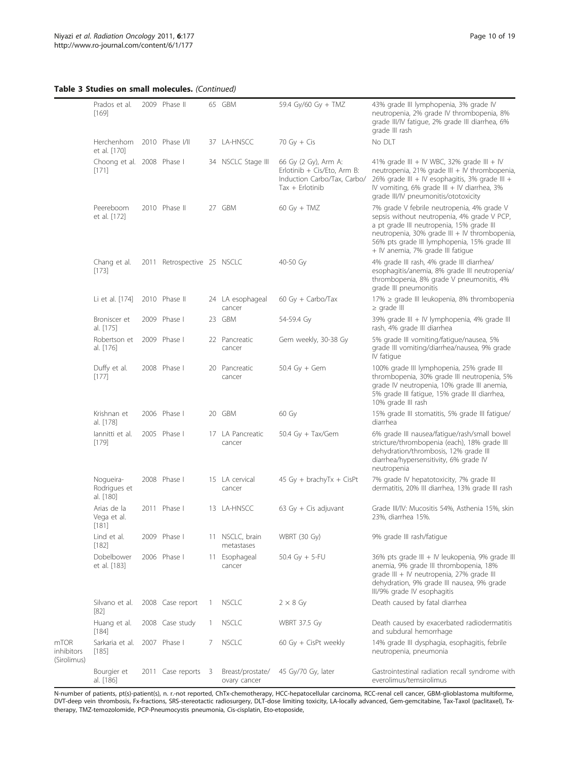**Table 3 Studies on small molecules.** *(Continued)*

| | | | | | | | |
|---|---|---|---|---|---|---|---|
| | Prados et al. [169] | 2009 | Phase II | 65 | GBM | 59.4 Gy/60 Gy + TMZ | 43% grade III lymphopenia, 3% grade IV neutropenia, 2% grade IV thrombopenia, 8% grade III/IV fatigue, 2% grade III diarrhea, 6% grade III rash |
| | Herchenhorn et al. [170] | 2010 | Phase I/II | 37 | LA-HNSCC | 70 Gy + Cis | No DLT |
| | Choong et al. [171] | 2008 | Phase I | 34 | NSCLC Stage III | 66 Gy (2 Gy), Arm A: Erlotinib + Cis/Eto, Arm B: Induction Carbo/Tax, Carbo/Tax + Erlotinib | 41% grade III + IV WBC, 32% grade III + IV neutropenia, 21% grade III + IV thrombopenia, 26% grade III + IV esophagitis, 3% grade III + IV vomiting, 6% grade III + IV diarrhea, 3% grade III/IV pneumonitis/ototoxicity |
| | Peereboom et al. [172] | 2010 | Phase II | 27 | GBM | 60 Gy + TMZ | 7% grade V febrile neutropenia, 4% grade V sepsis without neutropenia, 4% grade V PCP, a pt grade III neutropenia, 15% grade III neutropenia, 30% grade III + IV thrombopenia, 56% pts grade III lymphopenia, 15% grade III + IV anemia, 7% grade III fatigue |
| | Chang et al. [173] | 2011 | Retrospective | 25 | NSCLC | 40-50 Gy | 4% grade III rash, 4% grade III diarrhea/esophagitis/anemia, 8% grade III neutropenia/thrombopenia, 8% grade V pneumonitis, 4% grade III pneumonitis |
| | Li et al. [174] | 2010 | Phase II | 24 | LA esophageal cancer | 60 Gy + Carbo/Tax | 17% ≥ grade III leukopenia, 8% thrombopenia ≥ grade III |
| | Broniscer et al. [175] | 2009 | Phase I | 23 | GBM | 54-59.4 Gy | 39% grade III + IV lymphopenia, 4% grade III rash, 4% grade III diarrhea |
| | Robertson et al. [176] | 2009 | Phase I | 22 | Pancreatic cancer | Gem weekly, 30-38 Gy | 5% grade III vomiting/fatigue/nausea, 5% grade III vomiting/diarrhea/nausea, 9% grade IV fatigue |
| | Duffy et al. [177] | 2008 | Phase I | 20 | Pancreatic cancer | 50.4 Gy + Gem | 100% grade III lymphopenia, 25% grade III thrombopenia, 30% grade III neutropenia, 5% grade IV neutropenia, 10% grade III anemia, 5% grade III fatigue, 15% grade III diarrhea, 10% grade III rash |
| | Krishnan et al. [178] | 2006 | Phase I | 20 | GBM | 60 Gy | 15% grade III stomatitis, 5% grade III fatigue/diarrhea |
| | Iannitti et al. [179] | 2005 | Phase I | 17 | LA Pancreatic cancer | 50.4 Gy + Tax/Gem | 6% grade III nausea/fatigue/rash/small bowel stricture/thrombopenia (each), 18% grade III dehydration/thrombosis, 12% grade III diarrhea/hypersensitivity, 6% grade IV neutropenia |
| | Nogueira-Rodrigues et al. [180] | 2008 | Phase I | 15 | LA cervical cancer | 45 Gy + brachyTx + CisPt | 7% grade IV hepatotoxicity, 7% grade III dermatitis, 20% III diarrhea, 13% grade III rash |
| | Arias de la Vega et al. [181] | 2011 | Phase I | 13 | LA-HNSCC | 63 Gy + Cis adjuvant | Grade III/IV: Mucositis 54%, Asthenia 15%, skin 23%, diarrhea 15%. |
| | Lind et al. [182] | 2009 | Phase I | 11 | NSCLC, brain metastases | WBRT (30 Gy) | 9% grade III rash/fatigue |
| | Dobelbower et al. [183] | 2006 | Phase I | 11 | Esophageal cancer | 50.4 Gy + 5-FU | 36% pts grade III + IV leukopenia, 9% grade III anemia, 9% grade III thrombopenia, 18% grade III + IV neutropenia, 27% grade III dehydration, 9% grade III nausea, 9% grade III/9% grade IV esophagitis |
| | Silvano et al. [82] | 2008 | Case report | 1 | NSCLC | 2 × 8 Gy | Death caused by fatal diarrhea |
| | Huang et al. [184] | 2008 | Case study | 1 | NSCLC | WBRT 37.5 Gy | Death caused by exacerbated radiodermatitis and subdural hemorrhage |
| mTOR inhibitors (Sirolimus) | Sarkaria et al. [185] | 2007 | Phase I | 7 | NSCLC | 60 Gy + CisPt weekly | 14% grade III dysphagia, esophagitis, febrile neutropenia, pneumonia |
| | Bourgier et al. [186] | 2011 | Case reports | 3 | Breast/prostate/ovary cancer | 45 Gy/70 Gy, later | Gastrointestinal radiation recall syndrome with everolimus/temsirolimus |

N-number of patients, pt(s)-patient(s), n. r.-not reported, ChTx-chemotherapy, HCC-hepatocellular carcinoma, RCC-renal cell cancer, GBM-glioblastoma multiforme, DVT-deep vein thrombosis, Fx-fractions, SRS-stereotactic radiosurgery, DLT-dose limiting toxicity, LA-locally advanced, Gem-gemcitabine, Tax-Taxol (paclitaxel), Tx-therapy, TMZ-temozolomide, PCP-Pneumocystis pneumonia, Cis-cisplatin, Eto-etoposide,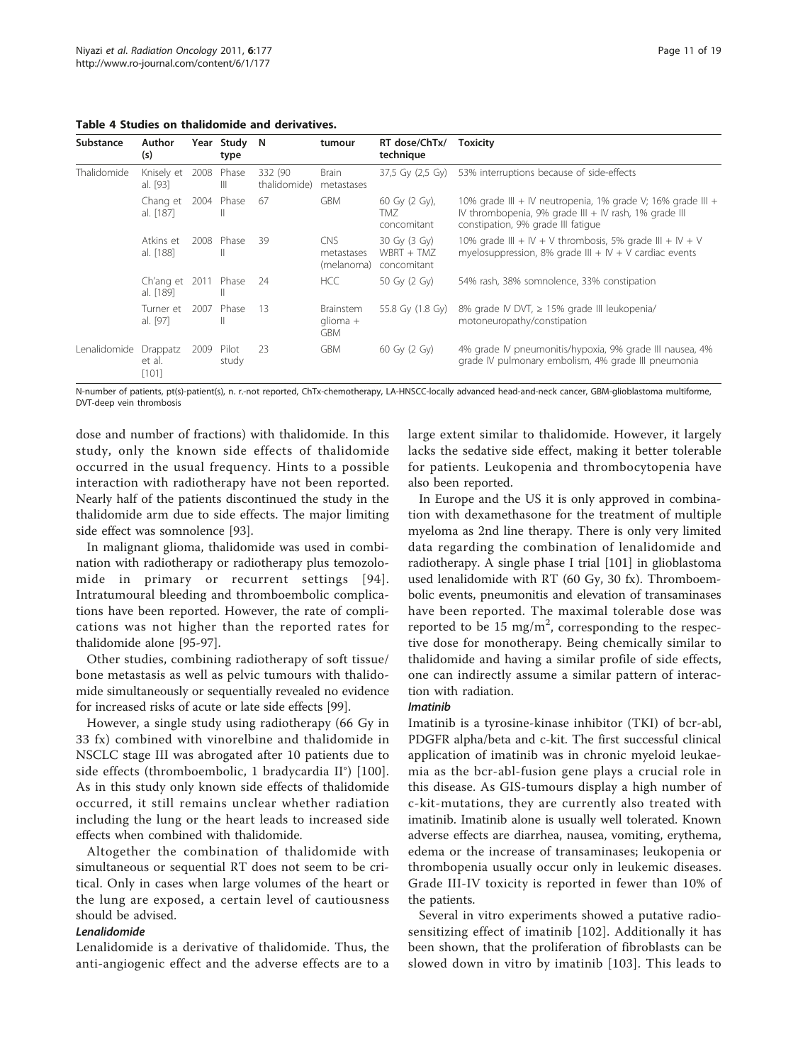**Table 4 Studies on thalidomide and derivatives.**

| Substance | Author (s) | Year | Study type | N | tumour | RT dose/ChTx/ technique | Toxicity |
| --- | --- | --- | --- | --- | --- | --- | --- |
| Thalidomide | Knisely et al. [93] | 2008 | Phase III | 332 (90 thalidomide) | Brain metastases | 37,5 Gy (2,5 Gy) | 53% interruptions because of side-effects |
| | Chang et al. [187] | 2004 | Phase II | 67 | GBM | 60 Gy (2 Gy), TMZ concomitant | 10% grade III + IV neutropenia, 1% grade V; 16% grade III + IV thrombopenia, 9% grade III + IV rash, 1% grade III constipation, 9% grade III fatigue |
| | Atkins et al. [188] | 2008 | Phase II | 39 | CNS metastases (melanoma) | 30 Gy (3 Gy) WBRT + TMZ concomitant | 10% grade III + IV + V thrombosis, 5% grade III + IV + V myelosuppression, 8% grade III + IV + V cardiac events |
| | Ch'ang et al. [189] | 2011 | Phase II | 24 | HCC | 50 Gy (2 Gy) | 54% rash, 38% somnolence, 33% constipation |
| | Turner et al. [97] | 2007 | Phase II | 13 | Brainstem glioma + GBM | 55.8 Gy (1.8 Gy) | 8% grade IV DVT, ≥ 15% grade III leukopenia/ motoneuropathy/constipation |
| Lenalidomide | Drappatz et al. [101] | 2009 | Pilot study | 23 | GBM | 60 Gy (2 Gy) | 4% grade IV pneumonitis/hypoxia, 9% grade III nausea, 4% grade IV pulmonary embolism, 4% grade III pneumonia |

N-number of patients, pt(s)-patient(s), n. r.-not reported, ChTx-chemotherapy, LA-HNSCC-locally advanced head-and-neck cancer, GBM-glioblastoma multiforme, DVT-deep vein thrombosis

dose and number of fractions) with thalidomide. In this study, only the known side effects of thalidomide occurred in the usual frequency. Hints to a possible interaction with radiotherapy have not been reported. Nearly half of the patients discontinued the study in the thalidomide arm due to side effects. The major limiting side effect was somnolence [93].

In malignant glioma, thalidomide was used in combination with radiotherapy or radiotherapy plus temozolomide in primary or recurrent settings [94]. Intratumoural bleeding and thromboembolic complications have been reported. However, the rate of complications was not higher than the reported rates for thalidomide alone [95-97].

Other studies, combining radiotherapy of soft tissue/ bone metastasis as well as pelvic tumours with thalidomide simultaneously or sequentially revealed no evidence for increased risks of acute or late side effects [99].

However, a single study using radiotherapy (66 Gy in 33 fx) combined with vinorelbine and thalidomide in NSCLC stage III was abrogated after 10 patients due to side effects (thromboembolic, 1 bradycardia II°) [100]. As in this study only known side effects of thalidomide occurred, it still remains unclear whether radiation including the lung or the heart leads to increased side effects when combined with thalidomide.

Altogether the combination of thalidomide with simultaneous or sequential RT does not seem to be critical. Only in cases when large volumes of the heart or the lung are exposed, a certain level of cautiousness should be advised.

#### *Lenalidomide*

Lenalidomide is a derivative of thalidomide. Thus, the anti-angiogenic effect and the adverse effects are to a large extent similar to thalidomide. However, it largely lacks the sedative side effect, making it better tolerable for patients. Leukopenia and thrombocytopenia have also been reported.

In Europe and the US it is only approved in combination with dexamethasone for the treatment of multiple myeloma as 2nd line therapy. There is only very limited data regarding the combination of lenalidomide and radiotherapy. A single phase I trial [101] in glioblastoma used lenalidomide with RT (60 Gy, 30 fx). Thromboembolic events, pneumonitis and elevation of transaminases have been reported. The maximal tolerable dose was reported to be 15 $mg/m^2$, corresponding to the respective dose for monotherapy. Being chemically similar to thalidomide and having a similar profile of side effects, one can indirectly assume a similar pattern of interaction with radiation.

#### *Imatinib*

Imatinib is a tyrosine-kinase inhibitor (TKI) of bcr-abl, PDGFR alpha/beta and c-kit. The first successful clinical application of imatinib was in chronic myeloid leukaemia as the bcr-abl-fusion gene plays a crucial role in this disease. As GIS-tumours display a high number of c-kit-mutations, they are currently also treated with imatinib. Imatinib alone is usually well tolerated. Known adverse effects are diarrhea, nausea, vomiting, erythema, edema or the increase of transaminases; leukopenia or thrombopenia usually occur only in leukemic diseases. Grade III-IV toxicity is reported in fewer than 10% of the patients.

Several in vitro experiments showed a putative radiosensitizing effect of imatinib [102]. Additionally it has been shown, that the proliferation of fibroblasts can be slowed down in vitro by imatinib [103]. This leads to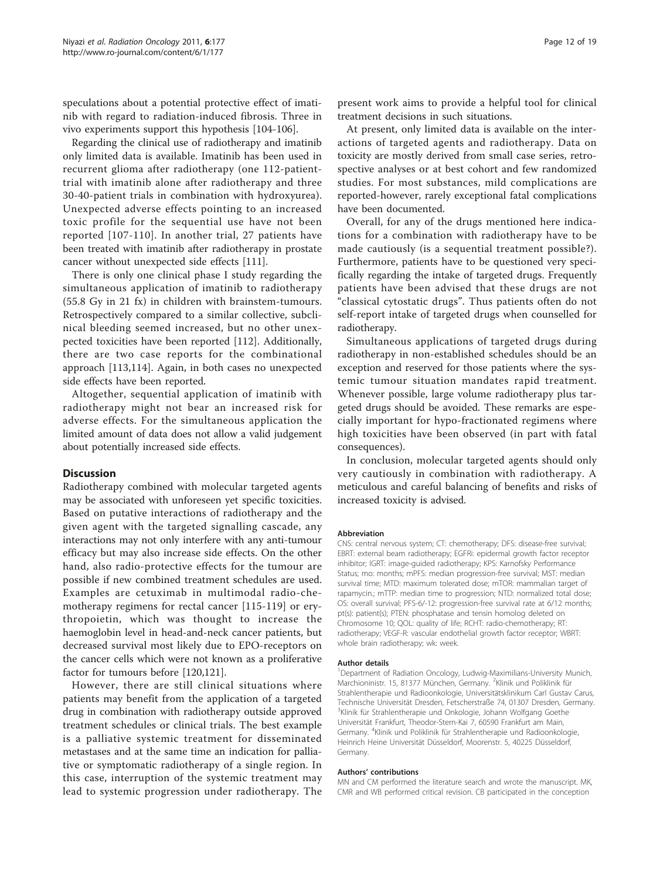speculations about a potential protective effect of imatinib with regard to radiation-induced fibrosis. Three in vivo experiments support this hypothesis [104-106].

Regarding the clinical use of radiotherapy and imatinib only limited data is available. Imatinib has been used in recurrent glioma after radiotherapy (one 112-patient-trial with imatinib alone after radiotherapy and three 30-40-patient trials in combination with hydroxyurea). Unexpected adverse effects pointing to an increased toxic profile for the sequential use have not been reported [107-110]. In another trial, 27 patients have been treated with imatinib after radiotherapy in prostate cancer without unexpected side effects [111].

There is only one clinical phase I study regarding the simultaneous application of imatinib to radiotherapy (55.8 Gy in 21 fx) in children with brainstem-tumours. Retrospectively compared to a similar collective, subclinical bleeding seemed increased, but no other unexpected toxicities have been reported [112]. Additionally, there are two case reports for the combinational approach [113,114]. Again, in both cases no unexpected side effects have been reported.

Altogether, sequential application of imatinib with radiotherapy might not bear an increased risk for adverse effects. For the simultaneous application the limited amount of data does not allow a valid judgement about potentially increased side effects.

## Discussion

Radiotherapy combined with molecular targeted agents may be associated with unforeseen yet specific toxicities. Based on putative interactions of radiotherapy and the given agent with the targeted signalling cascade, any interactions may not only interfere with any anti-tumour efficacy but may also increase side effects. On the other hand, also radio-protective effects for the tumour are possible if new combined treatment schedules are used. Examples are cetuximab in multimodal radio-chemotherapy regimens for rectal cancer [115-119] or erythropoietin, which was thought to increase the haemoglobin level in head-and-neck cancer patients, but decreased survival most likely due to EPO-receptors on the cancer cells which were not known as a proliferative factor for tumours before [120,121].

However, there are still clinical situations where patients may benefit from the application of a targeted drug in combination with radiotherapy outside approved treatment schedules or clinical trials. The best example is a palliative systemic treatment for disseminated metastases and at the same time an indication for palliative or symptomatic radiotherapy of a single region. In this case, interruption of the systemic treatment may lead to systemic progression under radiotherapy. The present work aims to provide a helpful tool for clinical treatment decisions in such situations.

At present, only limited data is available on the interactions of targeted agents and radiotherapy. Data on toxicity are mostly derived from small case series, retrospective analyses or at best cohort and few randomized studies. For most substances, mild complications are reported-however, rarely exceptional fatal complications have been documented.

Overall, for any of the drugs mentioned here indications for a combination with radiotherapy have to be made cautiously (is a sequential treatment possible?). Furthermore, patients have to be questioned very specifically regarding the intake of targeted drugs. Frequently patients have been advised that these drugs are not "classical cytostatic drugs". Thus patients often do not self-report intake of targeted drugs when counselled for radiotherapy.

Simultaneous applications of targeted drugs during radiotherapy in non-established schedules should be an exception and reserved for those patients where the systemic tumour situation mandates rapid treatment. Whenever possible, large volume radiotherapy plus targeted drugs should be avoided. These remarks are especially important for hypo-fractionated regimens where high toxicities have been observed (in part with fatal consequences).

In conclusion, molecular targeted agents should only very cautiously in combination with radiotherapy. A meticulous and careful balancing of benefits and risks of increased toxicity is advised.

#### Abbreviation

CNS: central nervous system; CT: chemotherapy; DFS: disease-free survival; EBRT: external beam radiotherapy; EGFRi: epidermal growth factor receptor inhibitor; IGRT: image-guided radiotherapy; KPS: Karnofsky Performance Status; mo: months; mPFS: median progression-free survival; MST: median survival time; MTD: maximum tolerated dose; mTOR: mammalian target of rapamycin.; mTTP: median time to progression; NTD: normalized total dose; OS: overall survival; PFS-6/-12: progression-free survival rate at 6/12 months; pt(s): patient(s); PTEN: phosphatase and tensin homolog deleted on Chromosome 10; QOL: quality of life; RCHT: radio-chemotherapy; RT: radiotherapy; VEGF-R: vascular endothelial growth factor receptor; WBRT: whole brain radiotherapy; wk: week.

#### Author details

[1]Department of Radiation Oncology, Ludwig-Maximilians-University Munich, Marchioninistr. 15, 81377 München, Germany. [2]Klinik und Poliklinik für Strahlentherapie und Radioonkologie, Universitätsklinikum Carl Gustav Carus, Technische Universität Dresden, Fetscherstraße 74, 01307 Dresden, Germany. [3]Klinik für Strahlentherapie und Onkologie, Johann Wolfgang Goethe Universität Frankfurt, Theodor-Stern-Kai 7, 60590 Frankfurt am Main, Germany. [4]Klinik und Poliklinik für Strahlentherapie und Radioonkologie, Heinrich Heine Universität Düsseldorf, Moorenstr. 5, 40225 Düsseldorf, Germany.

#### Authors' contributions

MN and CM performed the literature search and wrote the manuscript. MK, CMR and WB performed critical revision. CB participated in the conception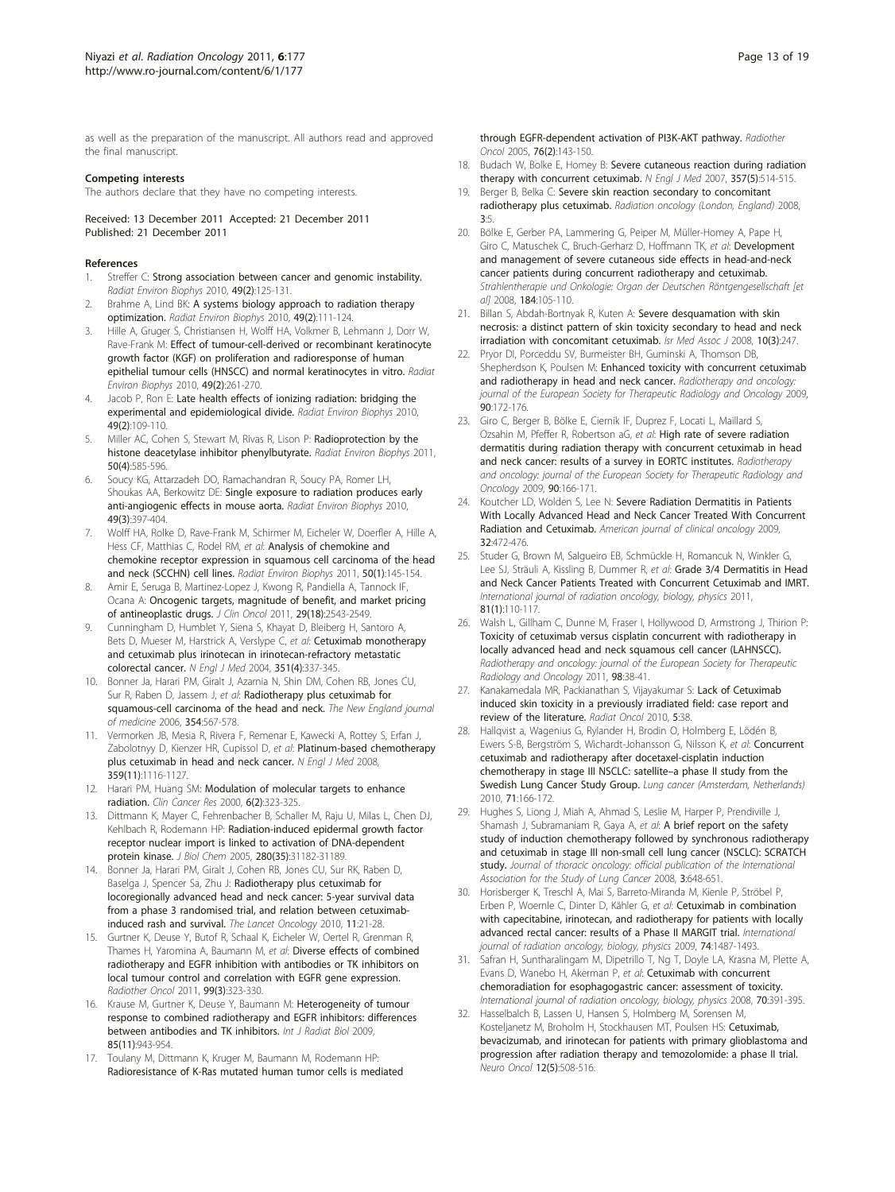as well as the preparation of the manuscript. All authors read and approved the final manuscript.

### Competing interests

The authors declare that they have no competing interests.

Received: 13 December 2011 Accepted: 21 December 2011
Published: 21 December 2011

### References

1. Streffer C: Strong association between cancer and genomic instability. *Radiat Environ Biophys* 2010, **49(2)**:125-131.
2. Brahme A, Lind BK: A systems biology approach to radiation therapy optimization. *Radiat Environ Biophys* 2010, **49(2)**:111-124.
3. Hille A, Gruger S, Christiansen H, Wolff HA, Volkmer B, Lehmann J, Dorr W, Rave-Frank M: Effect of tumour-cell-derived or recombinant keratinocyte growth factor (KGF) on proliferation and radioresponse of human epithelial tumour cells (HNSCC) and normal keratinocytes in vitro. *Radiat Environ Biophys* 2010, **49(2)**:261-270.
4. Jacob P, Ron E: Late health effects of ionizing radiation: bridging the experimental and epidemiological divide. *Radiat Environ Biophys* 2010, **49(2)**:109-110.
5. Miller AC, Cohen S, Stewart M, Rivas R, Lison P: Radioprotection by the histone deacetylase inhibitor phenylbutyrate. *Radiat Environ Biophys* 2011, **50(4)**:585-596.
6. Soucy KG, Attarzadeh DO, Ramachandran R, Soucy PA, Romer LH, Shoukas AA, Berkowitz DE: Single exposure to radiation produces early anti-angiogenic effects in mouse aorta. *Radiat Environ Biophys* 2010, **49(3)**:397-404.
7. Wolff HA, Rolke D, Rave-Frank M, Schirmer M, Eicheler W, Doerfler A, Hille A, Hess CF, Matthias C, Rodel RM, *et al*: Analysis of chemokine and chemokine receptor expression in squamous cell carcinoma of the head and neck (SCCHN) cell lines. *Radiat Environ Biophys* 2011, **50(1)**:145-154.
8. Amir E, Seruga B, Martinez-Lopez J, Kwong R, Pandiella A, Tannock IF, Ocana A: Oncogenic targets, magnitude of benefit, and market pricing of antineoplastic drugs. *J Clin Oncol* 2011, **29(18)**:2543-2549.
9. Cunningham D, Humblet Y, Siena S, Khayat D, Bleiberg H, Santoro A, Bets D, Mueser M, Harstrick A, Verslype C, *et al*: Cetuximab monotherapy and cetuximab plus irinotecan in irinotecan-refractory metastatic colorectal cancer. *N Engl J Med* 2004, **351(4)**:337-345.
10. Bonner Ja, Harari PM, Giralt J, Azarnia N, Shin DM, Cohen RB, Jones CU, Sur R, Raben D, Jassem J, *et al*: Radiotherapy plus cetuximab for squamous-cell carcinoma of the head and neck. *The New England journal of medicine* 2006, **354**:567-578.
11. Vermorken JB, Mesia R, Rivera F, Remenar E, Kawecki A, Rottey S, Erfan J, Zabolotnyy D, Kienzer HR, Cupissol D, *et al*: Platinum-based chemotherapy plus cetuximab in head and neck cancer. *N Engl J Med* 2008, **359(11)**:1116-1127.
12. Harari PM, Huang SM: Modulation of molecular targets to enhance radiation. *Clin Cancer Res* 2000, **6(2)**:323-325.
13. Dittmann K, Mayer C, Fehrenbacher B, Schaller M, Raju U, Milas L, Chen DJ, Kehlbach R, Rodemann HP: Radiation-induced epidermal growth factor receptor nuclear import is linked to activation of DNA-dependent protein kinase. *J Biol Chem* 2005, **280(35)**:31182-31189.
14. Bonner Ja, Harari PM, Giralt J, Cohen RB, Jones CU, Sur RK, Raben D, Baselga J, Spencer Sa, Zhu J: Radiotherapy plus cetuximab for locoregionally advanced head and neck cancer: 5-year survival data from a phase 3 randomised trial, and relation between cetuximab-induced rash and survival. *The Lancet Oncology* 2010, **11**:21-28.
15. Gurtner K, Deuse Y, Butof R, Schaal K, Eicheler W, Oertel R, Grenman R, Thames H, Yaromina A, Baumann M, *et al*: Diverse effects of combined radiotherapy and EGFR inhibition with antibodies or TK inhibitors on local tumour control and correlation with EGFR gene expression. *Radiother Oncol* 2011, **99(3)**:323-330.
16. Krause M, Gurtner K, Deuse Y, Baumann M: Heterogeneity of tumour response to combined radiotherapy and EGFR inhibitors: differences between antibodies and TK inhibitors. *Int J Radiat Biol* 2009, **85(11)**:943-954.
17. Toulany M, Dittmann K, Kruger M, Baumann M, Rodemann HP: Radioresistance of K-Ras mutated human tumor cells is mediated through EGFR-dependent activation of PI3K-AKT pathway. *Radiother Oncol* 2005, **76(2)**:143-150.
18. Budach W, Bolke E, Homey B: Severe cutaneous reaction during radiation therapy with concurrent cetuximab. *N Engl J Med* 2007, **357(5)**:514-515.
19. Berger B, Belka C: Severe skin reaction secondary to concomitant radiotherapy plus cetuximab. *Radiation oncology (London, England)* 2008, **3**:5.
20. Bölke E, Gerber PA, Lammering G, Peiper M, Müller-Homey A, Pape H, Giro C, Matuschek C, Bruch-Gerharz D, Hoffmann TK, *et al*: Development and management of severe cutaneous side effects in head-and-neck cancer patients during concurrent radiotherapy and cetuximab. *Strahlentherapie und Onkologie: Organ der Deutschen Röntgengesellschaft [et al]* 2008, **184**:105-110.
21. Billan S, Abdah-Bortnyak R, Kuten A: Severe desquamation with skin necrosis: a distinct pattern of skin toxicity secondary to head and neck irradiation with concomitant cetuximab. *Isr Med Assoc J* 2008, **10(3)**:247.
22. Pryor DI, Porceddu SV, Burmeister BH, Guminski A, Thomson DB, Shepherdson K, Poulsen M: Enhanced toxicity with concurrent cetuximab and radiotherapy in head and neck cancer. *Radiotherapy and oncology: journal of the European Society for Therapeutic Radiology and Oncology* 2009, **90**:172-176.
23. Giro C, Berger B, Bölke E, Ciernik IF, Duprez F, Locati L, Maillard S, Ozsahin M, Pfeffer R, Robertson aG, *et al*: High rate of severe radiation dermatitis during radiation therapy with concurrent cetuximab in head and neck cancer: results of a survey in EORTC institutes. *Radiotherapy and oncology: journal of the European Society for Therapeutic Radiology and Oncology* 2009, **90**:166-171.
24. Koutcher LD, Wolden S, Lee N: Severe Radiation Dermatitis in Patients With Locally Advanced Head and Neck Cancer Treated With Concurrent Radiation and Cetuximab. *American journal of clinical oncology* 2009, **32**:472-476.
25. Studer G, Brown M, Salgueiro EB, Schmückle H, Romancuk N, Winkler G, Lee SJ, Sträuli A, Kissling B, Dummer R, *et al*: Grade 3/4 Dermatitis in Head and Neck Cancer Patients Treated with Concurrent Cetuximab and IMRT. *International journal of radiation oncology, biology, physics* 2011, **81(1)**:110-117.
26. Walsh L, Gillham C, Dunne M, Fraser I, Hollywood D, Armstrong J, Thirion P: Toxicity of cetuximab versus cisplatin concurrent with radiotherapy in locally advanced head and neck squamous cell cancer (LAHNSCC). *Radiotherapy and oncology: journal of the European Society for Therapeutic Radiology and Oncology* 2011, **98**:38-41.
27. Kanakamedala MR, Packianathan S, Vijayakumar S: Lack of Cetuximab induced skin toxicity in a previously irradiated field: case report and review of the literature. *Radiat Oncol* 2010, **5**:38.
28. Hallqvist a, Wagenius G, Rylander H, Brodin O, Holmberg E, Lödén B, Ewers S-B, Bergström S, Wichardt-Johansson G, Nilsson K, *et al*: Concurrent cetuximab and radiotherapy after docetaxel-cisplatin induction chemotherapy in stage III NSCLC: satellite–a phase II study from the Swedish Lung Cancer Study Group. *Lung cancer (Amsterdam, Netherlands)* 2010, **71**:166-172.
29. Hughes S, Liong J, Miah A, Ahmad S, Leslie M, Harper P, Prendiville J, Shamash J, Subramaniam R, Gaya A, *et al*: A brief report on the safety study of induction chemotherapy followed by synchronous radiotherapy and cetuximab in stage III non-small cell lung cancer (NSCLC): SCRATCH study. *Journal of thoracic oncology: official publication of the International Association for the Study of Lung Cancer* 2008, **3**:648-651.
30. Horisberger K, Treschl A, Mai S, Barreto-Miranda M, Kienle P, Ströbel P, Erben P, Woernle C, Dinter D, Kähler G, *et al*: Cetuximab in combination with capecitabine, irinotecan, and radiotherapy for patients with locally advanced rectal cancer: results of a Phase II MARGIT trial. *International journal of radiation oncology, biology, physics* 2009, **74**:1487-1493.
31. Safran H, Suntharalingam M, Dipetrillo T, Ng T, Doyle LA, Krasna M, Plette A, Evans D, Wanebo H, Akerman P, *et al*: Cetuximab with concurrent chemoradiation for esophagogastric cancer: assessment of toxicity. *International journal of radiation oncology, biology, physics* 2008, **70**:391-395.
32. Hasselbalch B, Lassen U, Hansen S, Holmberg M, Sorensen M, Kosteljanetz M, Broholm H, Stockhausen MT, Poulsen HS: Cetuximab, bevacizumab, and irinotecan for patients with primary glioblastoma and progression after radiation therapy and temozolomide: a phase II trial. *Neuro Oncol* 12(5):508-516.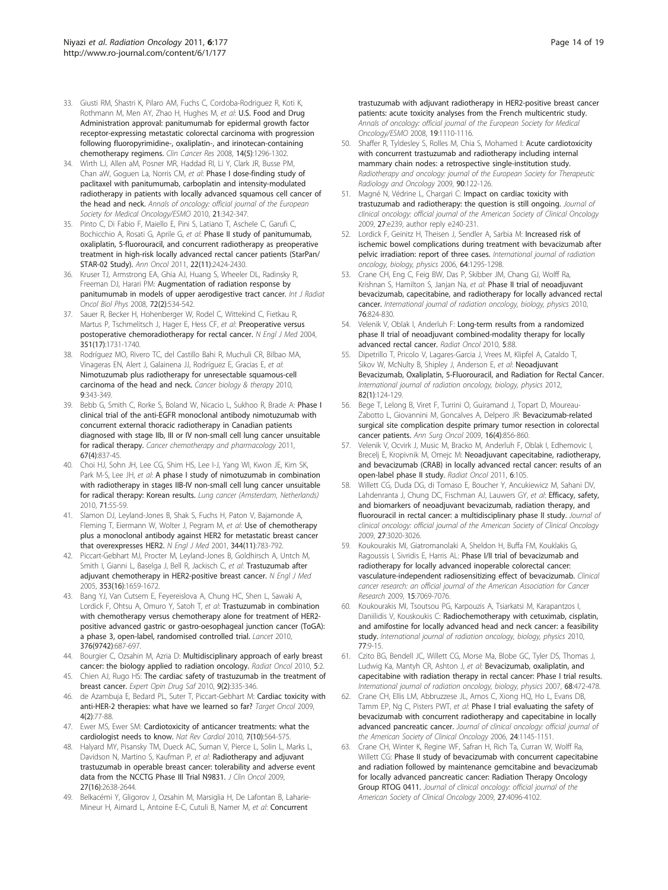33. Giusti RM, Shastri K, Pilaro AM, Fuchs C, Cordoba-Rodriguez R, Koti K, Rothmann M, Men AY, Zhao H, Hughes M, *et al*: **U.S. Food and Drug Administration approval: panitumumab for epidermal growth factor receptor-expressing metastatic colorectal carcinoma with progression following fluoropyrimidine-, oxaliplatin-, and irinotecan-containing chemotherapy regimens.** *Clin Cancer Res* 2008, **14(5)**:1296-1302.
34. Wirth LJ, Allen aM, Posner MR, Haddad RI, Li Y, Clark JR, Busse PM, Chan aW, Goguen La, Norris CM, *et al*: **Phase I dose-finding study of paclitaxel with panitumumab, carboplatin and intensity-modulated radiotherapy in patients with locally advanced squamous cell cancer of the head and neck.** *Annals of oncology: official journal of the European Society for Medical Oncology/ESMO* 2010, **21**:342-347.
35. Pinto C, Di Fabio F, Maiello E, Pini S, Latiano T, Aschele C, Garufi C, Bochicchio A, Rosati G, Aprile G, *et al*: **Phase II study of panitumumab, oxaliplatin, 5-fluorouracil, and concurrent radiotherapy as preoperative treatment in high-risk locally advanced rectal cancer patients (StarPan/STAR-02 Study).** *Ann Oncol* 2011, **22(11)**:2424-2430.
36. Kruser TJ, Armstrong EA, Ghia AJ, Huang S, Wheeler DL, Radinsky R, Freeman DJ, Harari PM: **Augmentation of radiation response by panitumumab in models of upper aerodigestive tract cancer.** *Int J Radiat Oncol Biol Phys* 2008, **72(2)**:534-542.
37. Sauer R, Becker H, Hohenberger W, Rodel C, Wittekind C, Fietkau R, Martus P, Tschmelitsch J, Hager E, Hess CF, *et al*: **Preoperative versus postoperative chemoradiotherapy for rectal cancer.** *N Engl J Med* 2004, **351(17)**:1731-1740.
38. Rodríguez MO, Rivero TC, del Castillo Bahi R, Muchuli CR, Bilbao MA, Vinageras EN, Alert J, Galainena JJ, Rodríguez E, Gracias E, *et al*: **Nimotuzumab plus radiotherapy for unresectable squamous-cell carcinoma of the head and neck.** *Cancer biology & therapy* 2010, **9**:343-349.
39. Bebb G, Smith C, Rorke S, Boland W, Nicacio L, Sukhoo R, Brade A: **Phase I clinical trial of the anti-EGFR monoclonal antibody nimotuzumab with concurrent external thoracic radiotherapy in Canadian patients diagnosed with stage IIb, III or IV non-small cell lung cancer unsuitable for radical therapy.** *Cancer chemotherapy and pharmacology* 2011, **67(4)**:837-45.
40. Choi HJ, Sohn JH, Lee CG, Shim HS, Lee I-J, Yang WI, Kwon JE, Kim SK, Park M-S, Lee JH, *et al*: **A phase I study of nimotuzumab in combination with radiotherapy in stages IIB-IV non-small cell lung cancer unsuitable for radical therapy: Korean results.** *Lung cancer (Amsterdam, Netherlands)* 2010, **71**:55-59.
41. Slamon DJ, Leyland-Jones B, Shak S, Fuchs H, Paton V, Bajamonde A, Fleming T, Eiermann W, Wolter J, Pegram M, *et al*: **Use of chemotherapy plus a monoclonal antibody against HER2 for metastatic breast cancer that overexpresses HER2.** *N Engl J Med* 2001, **344(11)**:783-792.
42. Piccart-Gebhart MJ, Procter M, Leyland-Jones B, Goldhirsch A, Untch M, Smith I, Gianni L, Baselga J, Bell R, Jackisch C, *et al*: **Trastuzumab after adjuvant chemotherapy in HER2-positive breast cancer.** *N Engl J Med* 2005, **353(16)**:1659-1672.
43. Bang YJ, Van Cutsem E, Feyereislova A, Chung HC, Shen L, Sawaki A, Lordick F, Ohtsu A, Omuro Y, Satoh T, *et al*: **Trastuzumab in combination with chemotherapy versus chemotherapy alone for treatment of HER2-positive advanced gastric or gastro-oesophageal junction cancer (ToGA): a phase 3, open-label, randomised controlled trial.** *Lancet* 2010, **376(9742)**:687-697.
44. Bourgier C, Ozsahin M, Azria D: **Multidisciplinary approach of early breast cancer: the biology applied to radiation oncology.** *Radiat Oncol* 2010, **5**:2.
45. Chien AJ, Rugo HS: **The cardiac safety of trastuzumab in the treatment of breast cancer.** *Expert Opin Drug Saf* 2010, **9(2)**:335-346.
46. de Azambuja E, Bedard PL, Suter T, Piccart-Gebhart M: **Cardiac toxicity with anti-HER-2 therapies: what have we learned so far?** *Target Oncol* 2009, **4(2)**:77-88.
47. Ewer MS, Ewer SM: **Cardiotoxicity of anticancer treatments: what the cardiologist needs to know.** *Nat Rev Cardiol* 2010, **7(10)**:564-575.
48. Halyard MY, Pisansky TM, Dueck AC, Suman V, Pierce L, Solin L, Marks L, Davidson N, Martino S, Kaufman P, *et al*: **Radiotherapy and adjuvant trastuzumab in operable breast cancer: tolerability and adverse event data from the NCCTG Phase III Trial N9831.** *J Clin Oncol* 2009, **27(16)**:2638-2644.
49. Belkacémi Y, Gligorov J, Ozsahin M, Marsiglia H, De Lafontan B, Laharie-Mineur H, Aimard L, Antoine E-C, Cutuli B, Namer M, *et al*: **Concurrent trastuzumab with adjuvant radiotherapy in HER2-positive breast cancer patients: acute toxicity analyses from the French multicentric study.** *Annals of oncology: official journal of the European Society for Medical Oncology/ESMO* 2008, **19**:1110-1116.
50. Shaffer R, Tyldesley S, Rolles M, Chia S, Mohamed I: **Acute cardiotoxicity with concurrent trastuzumab and radiotherapy including internal mammary chain nodes: a retrospective single-institution study.** *Radiotherapy and oncology: journal of the European Society for Therapeutic Radiology and Oncology* 2009, **90**:122-126.
51. Magné N, Védrine L, Chargari C: **Impact on cardiac toxicity with trastuzumab and radiotherapy: the question is still ongoing.** *Journal of clinical oncology: official journal of the American Society of Clinical Oncology* 2009, **27**:e239, author reply e240-231.
52. Lordick F, Geinitz H, Theisen J, Sendler A, Sarbia M: **Increased risk of ischemic bowel complications during treatment with bevacizumab after pelvic irradiation: report of three cases.** *International journal of radiation oncology, biology, physics* 2006, **64**:1295-1298.
53. Crane CH, Eng C, Feig BW, Das P, Skibber JM, Chang GJ, Wolff Ra, Krishnan S, Hamilton S, Janjan Na, *et al*: **Phase II trial of neoadjuvant bevacizumab, capecitabine, and radiotherapy for locally advanced rectal cancer.** *International journal of radiation oncology, biology, physics* 2010, **76**:824-830.
54. Velenik V, Oblak I, Anderluh F: **Long-term results from a randomized phase II trial of neoadjuvant combined-modality therapy for locally advanced rectal cancer.** *Radiat Oncol* 2010, **5**:88.
55. Dipetrillo T, Pricolo V, Lagares-Garcia J, Vrees M, Klipfel A, Cataldo T, Sikov W, McNulty B, Shipley J, Anderson E, *et al*: **Neoadjuvant Bevacizumab, Oxaliplatin, 5-Fluorouracil, and Radiation for Rectal Cancer.** *International journal of radiation oncology, biology, physics* 2012, **82(1)**:124-129.
56. Bege T, Lelong B, Viret F, Turrini O, Guiramand J, Topart D, Moureau-Zabotto L, Giovannini M, Goncalves A, Delpero JR: **Bevacizumab-related surgical site complication despite primary tumor resection in colorectal cancer patients.** *Ann Surg Oncol* 2009, **16(4)**:856-860.
57. Velenik V, Ocvirk J, Music M, Bracko M, Anderluh F, Oblak I, Edhemovic I, Brecelj E, Kropivnik M, Omejc M: **Neoadjuvant capecitabine, radiotherapy, and bevacizumab (CRAB) in locally advanced rectal cancer: results of an open-label phase II study.** *Radiat Oncol* 2011, **6**:105.
58. Willett CG, Duda DG, di Tomaso E, Boucher Y, Ancukiewicz M, Sahani DV, Lahdenranta J, Chung DC, Fischman AJ, Lauwers GY, *et al*: **Efficacy, safety, and biomarkers of neoadjuvant bevacizumab, radiation therapy, and fluorouracil in rectal cancer: a multidisciplinary phase II study.** *Journal of clinical oncology: official journal of the American Society of Clinical Oncology* 2009, **27**:3020-3026.
59. Koukourakis MI, Giatromanolaki A, Sheldon H, Buffa FM, Kouklakis G, Ragoussis I, Sivridis E, Harris AL: **Phase I/II trial of bevacizumab and radiotherapy for locally advanced inoperable colorectal cancer: vasculature-independent radiosensitizing effect of bevacizumab.** *Clinical cancer research: an official journal of the American Association for Cancer Research* 2009, **15**:7069-7076.
60. Koukourakis MI, Tsoutsou PG, Karpouzis A, Tsiarkatsi M, Karapantzos I, Daniilidis V, Kouskoukis C: **Radiochemotherapy with cetuximab, cisplatin, and amifostine for locally advanced head and neck cancer: a feasibility study.** *International journal of radiation oncology, biology, physics* 2010, **77**:9-15.
61. Czito BG, Bendell JC, Willett CG, Morse Ma, Blobe GC, Tyler DS, Thomas J, Ludwig Ka, Mantyh CR, Ashton J, *et al*: **Bevacizumab, oxaliplatin, and capecitabine with radiation therapy in rectal cancer: Phase I trial results.** *International journal of radiation oncology, biology, physics* 2007, **68**:472-478.
62. Crane CH, Ellis LM, Abbruzzese JL, Amos C, Xiong HQ, Ho L, Evans DB, Tamm EP, Ng C, Pisters PWT, *et al*: **Phase I trial evaluating the safety of bevacizumab with concurrent radiotherapy and capecitabine in locally advanced pancreatic cancer.** *Journal of clinical oncology: official journal of the American Society of Clinical Oncology* 2006, **24**:1145-1151.
63. Crane CH, Winter K, Regine WF, Safran H, Rich Ta, Curran W, Wolff Ra, Willett CG: **Phase II study of bevacizumab with concurrent capecitabine and radiation followed by maintenance gemcitabine and bevacizumab for locally advanced pancreatic cancer: Radiation Therapy Oncology Group RTOG 0411.** *Journal of clinical oncology: official journal of the American Society of Clinical Oncology* 2009, **27**:4096-4102.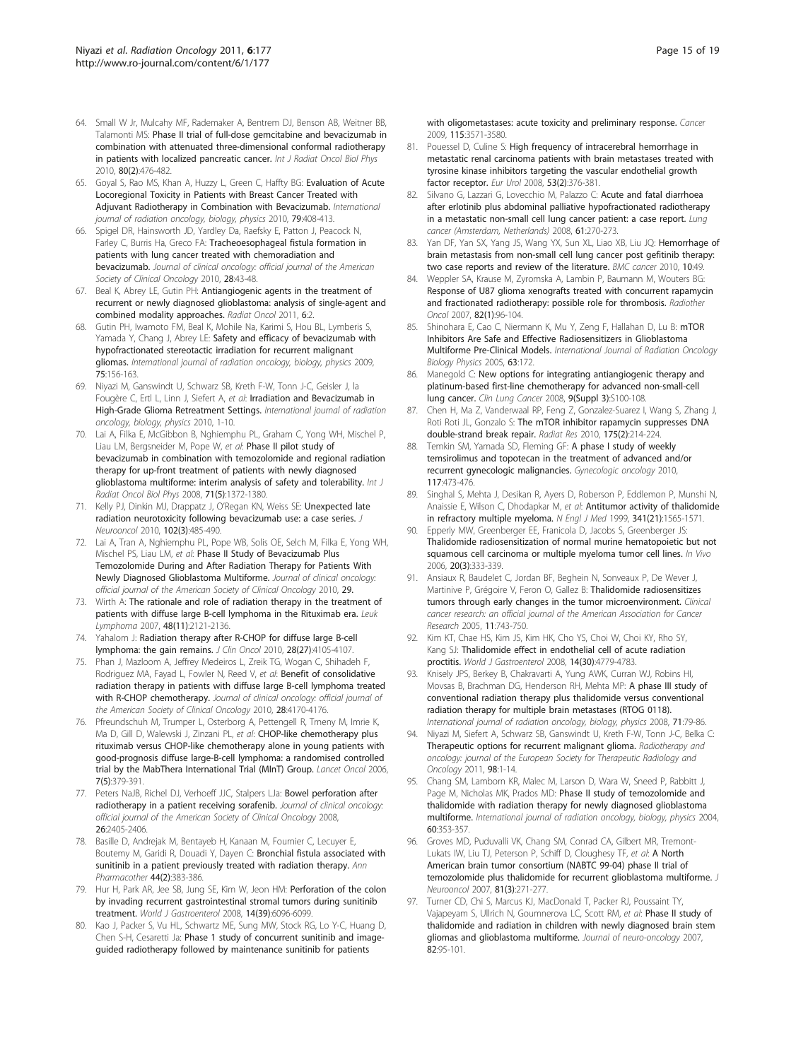64. Small W Jr, Mulcahy MF, Rademaker A, Bentrem DJ, Benson AB, Weitner BB, Talamonti MS: **Phase II trial of full-dose gemcitabine and bevacizumab in combination with attenuated three-dimensional conformal radiotherapy in patients with localized pancreatic cancer.** *Int J Radiat Oncol Biol Phys* 2010, **80(2)**:476-482.
65. Goyal S, Rao MS, Khan A, Huzzy L, Green C, Haffty BG: **Evaluation of Acute Locoregional Toxicity in Patients with Breast Cancer Treated with Adjuvant Radiotherapy in Combination with Bevacizumab.** *International journal of radiation oncology, biology, physics* 2010, **79**:408-413.
66. Spigel DR, Hainsworth JD, Yardley Da, Raefsky E, Patton J, Peacock N, Farley C, Burris Ha, Greco FA: **Tracheoesophageal fistula formation in patients with lung cancer treated with chemoradiation and bevacizumab.** *Journal of clinical oncology: official journal of the American Society of Clinical Oncology* 2010, **28**:43-48.
67. Beal K, Abrey LE, Gutin PH: **Antiangiogenic agents in the treatment of recurrent or newly diagnosed glioblastoma: analysis of single-agent and combined modality approaches.** *Radiat Oncol* 2011, **6**:2.
68. Gutin PH, Iwamoto FM, Beal K, Mohile Na, Karimi S, Hou BL, Lymberis S, Yamada Y, Chang J, Abrey LE: **Safety and efficacy of bevacizumab with hypofractionated stereotactic irradiation for recurrent malignant gliomas.** *International journal of radiation oncology, biology, physics* 2009, **75**:156-163.
69. Niyazi M, Ganswindt U, Schwarz SB, Kreth F-W, Tonn J-C, Geisler J, la Fougère C, Ertl L, Linn J, Siefert A, *et al*: **Irradiation and Bevacizumab in High-Grade Glioma Retreatment Settings.** *International journal of radiation oncology, biology, physics* 2010, 1-10.
70. Lai A, Filka E, McGibbon B, Nghiemphu PL, Graham C, Yong WH, Mischel P, Liau LM, Bergsneider M, Pope W, *et al*: **Phase II pilot study of bevacizumab in combination with temozolomide and regional radiation therapy for up-front treatment of patients with newly diagnosed glioblastoma multiforme: interim analysis of safety and tolerability.** *Int J Radiat Oncol Biol Phys* 2008, **71(5)**:1372-1380.
71. Kelly PJ, Dinkin MJ, Drappatz J, O'Regan KN, Weiss SE: **Unexpected late radiation neurotoxicity following bevacizumab use: a case series.** *J Neurooncol* 2010, **102(3)**:485-490.
72. Lai A, Tran A, Nghiemphu PL, Pope WB, Solis OE, Selch M, Filka E, Yong WH, Mischel PS, Liau LM, *et al*: **Phase II Study of Bevacizumab Plus Temozolomide During and After Radiation Therapy for Patients With Newly Diagnosed Glioblastoma Multiforme.** *Journal of clinical oncology: official journal of the American Society of Clinical Oncology* 2010, **29**.
73. Wirth A: **The rationale and role of radiation therapy in the treatment of patients with diffuse large B-cell lymphoma in the Rituximab era.** *Leuk Lymphoma* 2007, **48(11)**:2121-2136.
74. Yahalom J: **Radiation therapy after R-CHOP for diffuse large B-cell lymphoma: the gain remains.** *J Clin Oncol* 2010, **28(27)**:4105-4107.
75. Phan J, Mazloom A, Jeffrey Medeiros L, Zreik TG, Wogan C, Shihadeh F, Rodriguez MA, Fayad L, Fowler N, Reed V, *et al*: **Benefit of consolidative radiation therapy in patients with diffuse large B-cell lymphoma treated with R-CHOP chemotherapy.** *Journal of clinical oncology: official journal of the American Society of Clinical Oncology* 2010, **28**:4170-4176.
76. Pfreundschuh M, Trumper L, Osterborg A, Pettengell R, Trneny M, Imrie K, Ma D, Gill D, Walewski J, Zinzani PL, *et al*: **CHOP-like chemotherapy plus rituximab versus CHOP-like chemotherapy alone in young patients with good-prognosis diffuse large-B-cell lymphoma: a randomised controlled trial by the MabThera International Trial (MInT) Group.** *Lancet Oncol* 2006, **7(5)**:379-391.
77. Peters NaJB, Richel DJ, Verhoeff JJC, Stalpers LJa: **Bowel perforation after radiotherapy in a patient receiving sorafenib.** *Journal of clinical oncology: official journal of the American Society of Clinical Oncology* 2008, **26**:2405-2406.
78. Basille D, Andrejak M, Bentayeb H, Kanaan M, Fournier C, Lecuyer E, Boutemy M, Garidi R, Douadi Y, Dayen C: **Bronchial fistula associated with sunitinib in a patient previously treated with radiation therapy.** *Ann Pharmacother* **44(2)**:383-386.
79. Hur H, Park AR, Jee SB, Jung SE, Kim W, Jeon HM: **Perforation of the colon by invading recurrent gastrointestinal stromal tumors during sunitinib treatment.** *World J Gastroenterol* 2008, **14(39)**:6096-6099.
80. Kao J, Packer S, Vu HL, Schwartz ME, Sung MW, Stock RG, Lo Y-C, Huang D, Chen S-H, Cesaretti Ja: **Phase 1 study of concurrent sunitinib and image-guided radiotherapy followed by maintenance sunitinib for patients with oligometastases: acute toxicity and preliminary response.** *Cancer* 2009, **115**:3571-3580.
81. Pouessel D, Culine S: **High frequency of intracerebral hemorrhage in metastatic renal carcinoma patients with brain metastases treated with tyrosine kinase inhibitors targeting the vascular endothelial growth factor receptor.** *Eur Urol* 2008, **53(2)**:376-381.
82. Silvano G, Lazzari G, Lovecchio M, Palazzo C: **Acute and fatal diarrhoea after erlotinib plus abdominal palliative hypofractionated radiotherapy in a metastatic non-small cell lung cancer patient: a case report.** *Lung cancer (Amsterdam, Netherlands)* 2008, **61**:270-273.
83. Yan DF, Yan SX, Yang JS, Wang YX, Sun XL, Liao XB, Liu JQ: **Hemorrhage of brain metastasis from non-small cell lung cancer post gefitinib therapy: two case reports and review of the literature.** *BMC cancer* 2010, **10**:49.
84. Weppler SA, Krause M, Zyromska A, Lambin P, Baumann M, Wouters BG: **Response of U87 glioma xenografts treated with concurrent rapamycin and fractionated radiotherapy: possible role for thrombosis.** *Radiother Oncol* 2007, **82(1)**:96-104.
85. Shinohara E, Cao C, Niermann K, Mu Y, Zeng F, Hallahan D, Lu B: **mTOR Inhibitors Are Safe and Effective Radiosensitizers in Glioblastoma Multiforme Pre-Clinical Models.** *International Journal of Radiation Oncology Biology Physics* 2005, **63**:172.
86. Manegold C: **New options for integrating antiangiogenic therapy and platinum-based first-line chemotherapy for advanced non-small-cell lung cancer.** *Clin Lung Cancer* 2008, **9(Suppl 3)**:S100-108.
87. Chen H, Ma Z, Vanderwaal RP, Feng Z, Gonzalez-Suarez I, Wang S, Zhang J, Roti Roti JL, Gonzalo S: **The mTOR inhibitor rapamycin suppresses DNA double-strand break repair.** *Radiat Res* 2010, **175(2)**:214-224.
88. Temkin SM, Yamada SD, Fleming GF: **A phase I study of weekly temsirolimus and topotecan in the treatment of advanced and/or recurrent gynecologic malignancies.** *Gynecologic oncology* 2010, **117**:473-476.
89. Singhal S, Mehta J, Desikan R, Ayers D, Roberson P, Eddlemon P, Munshi N, Anaissie E, Wilson C, Dhodapkar M, *et al*: **Antitumor activity of thalidomide in refractory multiple myeloma.** *N Engl J Med* 1999, **341(21)**:1565-1571.
90. Epperly MW, Greenberger EE, Franicola D, Jacobs S, Greenberger JS: **Thalidomide radiosensitization of normal murine hematopoietic but not squamous cell carcinoma or multiple myeloma tumor cell lines.** *In Vivo* 2006, **20(3)**:333-339.
91. Ansiaux R, Baudelet C, Jordan BF, Beghein N, Sonveaux P, De Wever J, Martinive P, Grégoire V, Feron O, Gallez B: **Thalidomide radiosensitizes tumors through early changes in the tumor microenvironment.** *Clinical cancer research: an official journal of the American Association for Cancer Research* 2005, **11**:743-750.
92. Kim KT, Chae HS, Kim JS, Kim HK, Cho YS, Choi W, Choi KY, Rho SY, Kang SJ: **Thalidomide effect in endothelial cell of acute radiation proctitis.** *World J Gastroenterol* 2008, **14(30)**:4779-4783.
93. Knisely JPS, Berkey B, Chakravarti A, Yung AWK, Curran WJ, Robins HI, Movsas B, Brachman DG, Henderson RH, Mehta MP: **A phase III study of conventional radiation therapy plus thalidomide versus conventional radiation therapy for multiple brain metastases (RTOG 0118).** *International journal of radiation oncology, biology, physics* 2008, **71**:79-86.
94. Niyazi M, Siefert A, Schwarz SB, Ganswindt U, Kreth F-W, Tonn J-C, Belka C: **Therapeutic options for recurrent malignant glioma.** *Radiotherapy and oncology: journal of the European Society for Therapeutic Radiology and Oncology* 2011, **98**:1-14.
95. Chang SM, Lamborn KR, Malec M, Larson D, Wara W, Sneed P, Rabbitt J, Page M, Nicholas MK, Prados MD: **Phase II study of temozolomide and thalidomide with radiation therapy for newly diagnosed glioblastoma multiforme.** *International journal of radiation oncology, biology, physics* 2004, **60**:353-357.
96. Groves MD, Puduvalli VK, Chang SM, Conrad CA, Gilbert MR, Tremont-Lukats IW, Liu TJ, Peterson P, Schiff D, Cloughesy TF, *et al*: **A North American brain tumor consortium (NABTC 99-04) phase II trial of temozolomide plus thalidomide for recurrent glioblastoma multiforme.** *J Neurooncol* 2007, **81(3)**:271-277.
97. Turner CD, Chi S, Marcus KJ, MacDonald T, Packer RJ, Poussaint TY, Vajapeyam S, Ullrich N, Goumnerova LC, Scott RM, *et al*: **Phase II study of thalidomide and radiation in children with newly diagnosed brain stem gliomas and glioblastoma multiforme.** *Journal of neuro-oncology* 2007, **82**:95-101.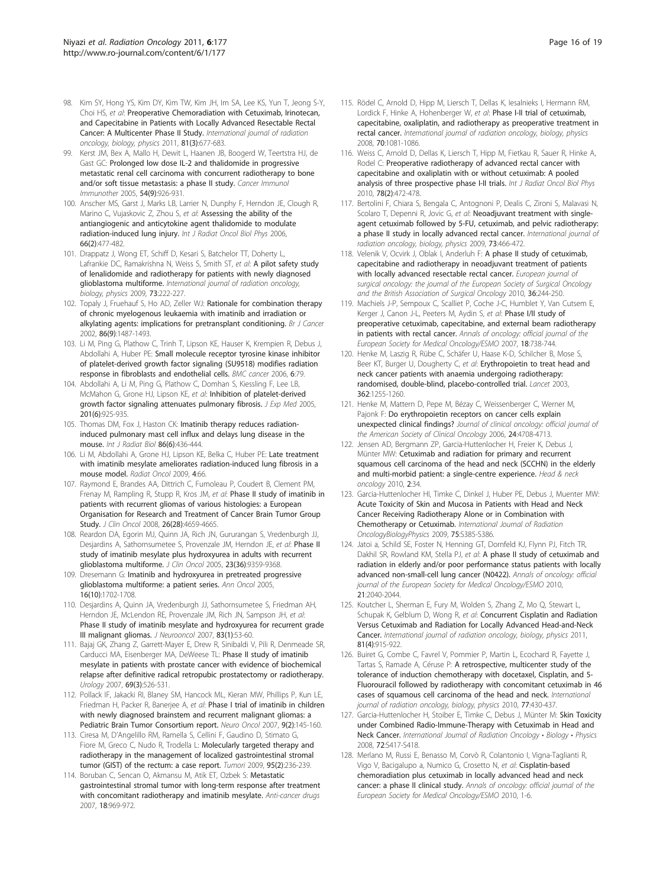98. Kim SY, Hong YS, Kim DY, Kim TW, Kim JH, Im SA, Lee KS, Yun T, Jeong S-Y, Choi HS, *et al*: **Preoperative Chemoradiation with Cetuximab, Irinotecan, and Capecitabine in Patients with Locally Advanced Resectable Rectal Cancer: A Multicenter Phase II Study.** *International journal of radiation oncology, biology, physics* 2011, **81(3)**:677-683.
99. Kerst JM, Bex A, Mallo H, Dewit L, Haanen JB, Boogerd W, Teertstra HJ, de Gast GC: **Prolonged low dose IL-2 and thalidomide in progressive metastatic renal cell carcinoma with concurrent radiotherapy to bone and/or soft tissue metastasis: a phase II study.** *Cancer Immunol Immunother* 2005, **54(9)**:926-931.
100. Anscher MS, Garst J, Marks LB, Larrier N, Dunphy F, Herndon JE, Clough R, Marino C, Vujaskovic Z, Zhou S, *et al*: **Assessing the ability of the antiangiogenic and anticytokine agent thalidomide to modulate radiation-induced lung injury.** *Int J Radiat Oncol Biol Phys* 2006, **66(2)**:477-482.
101. Drappatz J, Wong ET, Schiff D, Kesari S, Batchelor TT, Doherty L, Lafrankie DC, Ramakrishna N, Weiss S, Smith ST, *et al*: **A pilot safety study of lenalidomide and radiotherapy for patients with newly diagnosed glioblastoma multiforme.** *International journal of radiation oncology, biology, physics* 2009, **73**:222-227.
102. Topaly J, Fruehauf S, Ho AD, Zeller WJ: **Rationale for combination therapy of chronic myelogenous leukaemia with imatinib and irradiation or alkylating agents: implications for pretransplant conditioning.** *Br J Cancer* 2002, **86(9)**:1487-1493.
103. Li M, Ping G, Plathow C, Trinh T, Lipson KE, Hauser K, Krempien R, Debus J, Abdollahi A, Huber PE: **Small molecule receptor tyrosine kinase inhibitor of platelet-derived growth factor signaling (SU9518) modifies radiation response in fibroblasts and endothelial cells.** *BMC cancer* 2006, **6**:79.
104. Abdollahi A, Li M, Ping G, Plathow C, Domhan S, Kiessling F, Lee LB, McMahon G, Grone HJ, Lipson KE, *et al*: **Inhibition of platelet-derived growth factor signaling attenuates pulmonary fibrosis.** *J Exp Med* 2005, **201(6)**:925-935.
105. Thomas DM, Fox J, Haston CK: **Imatinib therapy reduces radiation-induced pulmonary mast cell influx and delays lung disease in the mouse.** *Int J Radiat Biol* **86(6)**:436-444.
106. Li M, Abdollahi A, Grone HJ, Lipson KE, Belka C, Huber PE: **Late treatment with imatinib mesylate ameliorates radiation-induced lung fibrosis in a mouse model.** *Radiat Oncol* 2009, **4**:66.
107. Raymond E, Brandes AA, Dittrich C, Fumoleau P, Coudert B, Clement PM, Frenay M, Rampling R, Stupp R, Kros JM, *et al*: **Phase II study of imatinib in patients with recurrent gliomas of various histologies: a European Organisation for Research and Treatment of Cancer Brain Tumor Group Study.** *J Clin Oncol* 2008, **26(28)**:4659-4665.
108. Reardon DA, Egorin MJ, Quinn JA, Rich JN, Gururangan S, Vredenburgh JJ, Desjardins A, Sathornsumetee S, Provenzale JM, Herndon JE, *et al*: **Phase II study of imatinib mesylate plus hydroxyurea in adults with recurrent glioblastoma multiforme.** *J Clin Oncol* 2005, **23(36)**:9359-9368.
109. Dresemann G: **Imatinib and hydroxyurea in pretreated progressive glioblastoma multiforme: a patient series.** *Ann Oncol* 2005, **16(10)**:1702-1708.
110. Desjardins A, Quinn JA, Vredenburgh JJ, Sathornsumetee S, Friedman AH, Herndon JE, McLendon RE, Provenzale JM, Rich JN, Sampson JH, *et al*: **Phase II study of imatinib mesylate and hydroxyurea for recurrent grade III malignant gliomas.** *J Neurooncol* 2007, **83(1)**:53-60.
111. Bajaj GK, Zhang Z, Garrett-Mayer E, Drew R, Sinibaldi V, Pili R, Denmeade SR, Carducci MA, Eisenberger MA, DeWeese TL: **Phase II study of imatinib mesylate in patients with prostate cancer with evidence of biochemical relapse after definitive radical retropubic prostatectomy or radiotherapy.** *Urology* 2007, **69(3)**:526-531.
112. Pollack IF, Jakacki RI, Blaney SM, Hancock ML, Kieran MW, Phillips P, Kun LE, Friedman H, Packer R, Banerjee A, *et al*: **Phase I trial of imatinib in children with newly diagnosed brainstem and recurrent malignant gliomas: a Pediatric Brain Tumor Consortium report.** *Neuro Oncol* 2007, **9(2)**:145-160.
113. Ciresa M, D'Angelillo RM, Ramella S, Cellini F, Gaudino D, Stimato G, Fiore M, Greco C, Nudo R, Trodella L: **Molecularly targeted therapy and radiotherapy in the management of localized gastrointestinal stromal tumor (GIST) of the rectum: a case report.** *Tumori* 2009, **95(2)**:236-239.
114. Boruban C, Sencan O, Akmansu M, Atik ET, Ozbek S: **Metastatic gastrointestinal stromal tumor with long-term response after treatment with concomitant radiotherapy and imatinib mesylate.** *Anti-cancer drugs* 2007, **18**:969-972.
115. Rödel C, Arnold D, Hipp M, Liersch T, Dellas K, Iesalnieks I, Hermann RM, Lordick F, Hinke A, Hohenberger W, *et al*: **Phase I-II trial of cetuximab, capecitabine, oxaliplatin, and radiotherapy as preoperative treatment in rectal cancer.** *International journal of radiation oncology, biology, physics* 2008, **70**:1081-1086.
116. Weiss C, Arnold D, Dellas K, Liersch T, Hipp M, Fietkau R, Sauer R, Hinke A, Rodel C: **Preoperative radiotherapy of advanced rectal cancer with capecitabine and oxaliplatin with or without cetuximab: A pooled analysis of three prospective phase I-II trials.** *Int J Radiat Oncol Biol Phys* 2010, **78(2)**:472-478.
117. Bertolini F, Chiara S, Bengala C, Antognoni P, Dealis C, Zironi S, Malavasi N, Scolaro T, Depenni R, Jovic G, *et al*: **Neoadjuvant treatment with single-agent cetuximab followed by 5-FU, cetuximab, and pelvic radiotherapy: a phase II study in locally advanced rectal cancer.** *International journal of radiation oncology, biology, physics* 2009, **73**:466-472.
118. Velenik V, Ocvirk J, Oblak I, Anderluh F: **A phase II study of cetuximab, capecitabine and radiotherapy in neoadjuvant treatment of patients with locally advanced resectable rectal cancer.** *European journal of surgical oncology: the journal of the European Society of Surgical Oncology and the British Association of Surgical Oncology* 2010, **36**:244-250.
119. Machiels J-P, Sempoux C, Scalliet P, Coche J-C, Humblet Y, Van Cutsem E, Kerger J, Canon J-L, Peeters M, Aydin S, *et al*: **Phase I/II study of preoperative cetuximab, capecitabine, and external beam radiotherapy in patients with rectal cancer.** *Annals of oncology: official journal of the European Society for Medical Oncology/ESMO* 2007, **18**:738-744.
120. Henke M, Laszig R, Rübe C, Schäfer U, Haase K-D, Schilcher B, Mose S, Beer KT, Burger U, Dougherty C, *et al*: **Erythropoietin to treat head and neck cancer patients with anaemia undergoing radiotherapy: randomised, double-blind, placebo-controlled trial.** *Lancet* 2003, **362**:1255-1260.
121. Henke M, Mattern D, Pepe M, Bézay C, Weissenberger C, Werner M, Pajonk F: **Do erythropoietin receptors on cancer cells explain unexpected clinical findings?** *Journal of clinical oncology: official journal of the American Society of Clinical Oncology* 2006, **24**:4708-4713.
122. Jensen AD, Bergmann ZP, Garcia-Huttenlocher H, Freier K, Debus J, Münter MW: **Cetuximab and radiation for primary and recurrent squamous cell carcinoma of the head and neck (SCCHN) in the elderly and multi-morbid patient: a single-centre experience.** *Head & neck oncology* 2010, **2**:34.
123. Garcia-Huttenlocher HI, Timke C, Dinkel J, Huber PE, Debus J, Muenter MW: **Acute Toxicity of Skin and Mucosa in Patients with Head and Neck Cancer Receiving Radiotherapy Alone or in Combination with Chemotherapy or Cetuximab.** *International Journal of Radiation OncologyBiologyPhysics* 2009, **75**:S385-S386.
124. Jatoi A, Schild SE, Foster N, Henning GT, Dornfeld KJ, Flynn PJ, Fitch TR, Dakhil SR, Rowland KM, Stella PJ, *et al*: **A phase II study of cetuximab and radiation in elderly and/or poor performance status patients with locally advanced non-small-cell lung cancer (N0422).** *Annals of oncology: official journal of the European Society for Medical Oncology/ESMO* 2010, **21**:2040-2044.
125. Koutcher L, Sherman E, Fury M, Wolden S, Zhang Z, Mo Q, Stewart L, Schupak K, Gelblum D, Wong R, *et al*: **Concurrent Cisplatin and Radiation Versus Cetuximab and Radiation for Locally Advanced Head-and-Neck Cancer.** *International journal of radiation oncology, biology, physics* 2011, **81(4)**:915-922.
126. Buiret G, Combe C, Favrel V, Pommier P, Martin L, Ecochard R, Fayette J, Tartas S, Ramade A, Céruse P: **A retrospective, multicenter study of the tolerance of induction chemotherapy with docetaxel, Cisplatin, and 5-Fluorouracil followed by radiotherapy with concomitant cetuximab in 46 cases of squamous cell carcinoma of the head and neck.** *International journal of radiation oncology, biology, physics* 2010, **77**:430-437.
127. Garcia-Huttenlocher H, Stoiber E, Timke C, Debus J, Münter M: **Skin Toxicity under Combined Radio-Immune-Therapy with Cetuximab in Head and Neck Cancer.** *International Journal of Radiation Oncology • Biology • Physics* 2008, **72**:S417-S418.
128. Merlano M, Russi E, Benasso M, Corvò R, Colantonio I, Vigna-Taglianti R, Vigo V, Bacigalupo a, Numico G, Crosetto N, *et al*: **Cisplatin-based chemoradiation plus cetuximab in locally advanced head and neck cancer: a phase II clinical study.** *Annals of oncology: official journal of the European Society for Medical Oncology/ESMO* 2010, 1-6.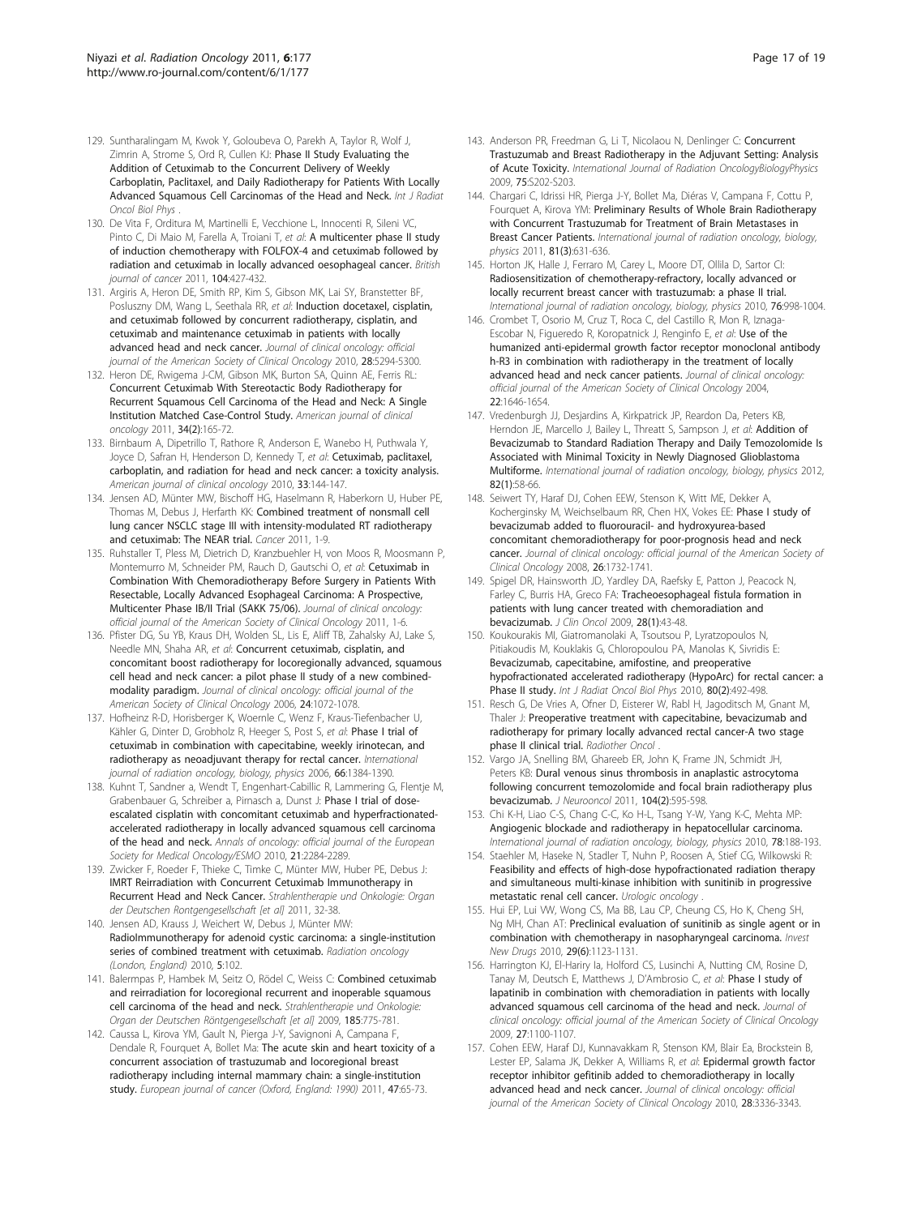129. Suntharalingam M, Kwok Y, Goloubeva O, Parekh A, Taylor R, Wolf J, Zimrin A, Strome S, Ord R, Cullen KJ: **Phase II Study Evaluating the Addition of Cetuximab to the Concurrent Delivery of Weekly Carboplatin, Paclitaxel, and Daily Radiotherapy for Patients With Locally Advanced Squamous Cell Carcinomas of the Head and Neck.** *Int J Radiat Oncol Biol Phys* .

130. De Vita F, Orditura M, Martinelli E, Vecchione L, Innocenti R, Sileni VC, Pinto C, Di Maio M, Farella A, Troiani T, *et al*: **A multicenter phase II study of induction chemotherapy with FOLFOX-4 and cetuximab followed by radiation and cetuximab in locally advanced oesophageal cancer.** *British journal of cancer* 2011, **104**:427-432.

131. Argiris A, Heron DE, Smith RP, Kim S, Gibson MK, Lai SY, Branstetter BF, Posluszny DM, Wang L, Seethala RR, *et al*: **Induction docetaxel, cisplatin, and cetuximab followed by concurrent radiotherapy, cisplatin, and cetuximab and maintenance cetuximab in patients with locally advanced head and neck cancer.** *Journal of clinical oncology: official journal of the American Society of Clinical Oncology* 2010, **28**:5294-5300.

132. Heron DE, Rwigema J-CM, Gibson MK, Burton SA, Quinn AE, Ferris RL: **Concurrent Cetuximab With Stereotactic Body Radiotherapy for Recurrent Squamous Cell Carcinoma of the Head and Neck: A Single Institution Matched Case-Control Study.** *American journal of clinical oncology* 2011, **34(2)**:165-72.

133. Birnbaum A, Dipetrillo T, Rathore R, Anderson E, Wanebo H, Puthwala Y, Joyce D, Safran H, Henderson D, Kennedy T, *et al*: **Cetuximab, paclitaxel, carboplatin, and radiation for head and neck cancer: a toxicity analysis.** *American journal of clinical oncology* 2010, **33**:144-147.

134. Jensen AD, Münter MW, Bischoff HG, Haselmann R, Haberkorn U, Huber PE, Thomas M, Debus J, Herfarth KK: **Combined treatment of nonsmall cell lung cancer NSCLC stage III with intensity-modulated RT radiotherapy and cetuximab: The NEAR trial.** *Cancer* 2011, 1-9.

135. Ruhstaller T, Pless M, Dietrich D, Kranzbuehler H, von Moos R, Moosmann P, Montemurro M, Schneider PM, Rauch D, Gautschi O, *et al*: **Cetuximab in Combination With Chemoradiotherapy Before Surgery in Patients With Resectable, Locally Advanced Esophageal Carcinoma: A Prospective, Multicenter Phase IB/II Trial (SAKK 75/06).** *Journal of clinical oncology: official journal of the American Society of Clinical Oncology* 2011, 1-6.

136. Pfister DG, Su YB, Kraus DH, Wolden SL, Lis E, Aliff TB, Zahalsky AJ, Lake S, Needle MN, Shaha AR, *et al*: **Concurrent cetuximab, cisplatin, and concomitant boost radiotherapy for locoregionally advanced, squamous cell head and neck cancer: a pilot phase II study of a new combined-modality paradigm.** *Journal of clinical oncology: official journal of the American Society of Clinical Oncology* 2006, **24**:1072-1078.

137. Hofheinz R-D, Horisberger K, Woernle C, Wenz F, Kraus-Tiefenbacher U, Kähler G, Dinter D, Grobholz R, Heeger S, Post S, *et al*: **Phase I trial of cetuximab in combination with capecitabine, weekly irinotecan, and radiotherapy as neoadjuvant therapy for rectal cancer.** *International journal of radiation oncology, biology, physics* 2006, **66**:1384-1390.

138. Kuhnt T, Sandner a, Wendt T, Engenhart-Cabillic R, Lammering G, Flentje M, Grabenbauer G, Schreiber a, Pirnasch a, Dunst J: **Phase I trial of dose-escalated cisplatin with concomitant cetuximab and hyperfractionated-accelerated radiotherapy in locally advanced squamous cell carcinoma of the head and neck.** *Annals of oncology: official journal of the European Society for Medical Oncology/ESMO* 2010, **21**:2284-2289.

139. Zwicker F, Roeder F, Thieke C, Timke C, Münter MW, Huber PE, Debus J: **IMRT Reirradiation with Concurrent Cetuximab Immunotherapy in Recurrent Head and Neck Cancer.** *Strahlentherapie und Onkologie: Organ der Deutschen Rontgengesellschaft [et al]* 2011, 32-38.

140. Jensen AD, Krauss J, Weichert W, Debus J, Münter MW: **RadioImmunotherapy for adenoid cystic carcinoma: a single-institution series of combined treatment with cetuximab.** *Radiation oncology (London, England)* 2010, **5**:102.

141. Balermpas P, Hambek M, Seitz O, Rödel C, Weiss C: **Combined cetuximab and reirradiation for locoregional recurrent and inoperable squamous cell carcinoma of the head and neck.** *Strahlentherapie und Onkologie: Organ der Deutschen Röntgengesellschaft [et al]* 2009, **185**:775-781.

142. Caussa L, Kirova YM, Gault N, Pierga J-Y, Savignoni A, Campana F, Dendale R, Fourquet A, Bollet Ma: **The acute skin and heart toxicity of a concurrent association of trastuzumab and locoregional breast radiotherapy including internal mammary chain: a single-institution study.** *European journal of cancer (Oxford, England: 1990)* 2011, **47**:65-73.

143. Anderson PR, Freedman G, Li T, Nicolaou N, Denlinger C: **Concurrent Trastuzumab and Breast Radiotherapy in the Adjuvant Setting: Analysis of Acute Toxicity.** *International Journal of Radiation OncologyBiologyPhysics* 2009, **75**:S202-S203.

144. Chargari C, Idrissi HR, Pierga J-Y, Bollet Ma, Diéras V, Campana F, Cottu P, Fourquet A, Kirova YM: **Preliminary Results of Whole Brain Radiotherapy with Concurrent Trastuzumab for Treatment of Brain Metastases in Breast Cancer Patients.** *International journal of radiation oncology, biology, physics* 2011, **81(3)**:631-636.

145. Horton JK, Halle J, Ferraro M, Carey L, Moore DT, Ollila D, Sartor CI: **Radiosensitization of chemotherapy-refractory, locally advanced or locally recurrent breast cancer with trastuzumab: a phase II trial.** *International journal of radiation oncology, biology, physics* 2010, **76**:998-1004.

146. Crombet T, Osorio M, Cruz T, Roca C, del Castillo R, Mon R, Iznaga-Escobar N, Figueredo R, Koropatnick J, Renginfo E, *et al*: **Use of the humanized anti-epidermal growth factor receptor monoclonal antibody h-R3 in combination with radiotherapy in the treatment of locally advanced head and neck cancer patients.** *Journal of clinical oncology: official journal of the American Society of Clinical Oncology* 2004, **22**:1646-1654.

147. Vredenburgh JJ, Desjardins A, Kirkpatrick JP, Reardon DA, Peters KB, Herndon JE, Marcello J, Bailey L, Threatt S, Sampson J, *et al*: **Addition of Bevacizumab to Standard Radiation Therapy and Daily Temozolomide Is Associated with Minimal Toxicity in Newly Diagnosed Glioblastoma Multiforme.** *International journal of radiation oncology, biology, physics* 2012, **82(1)**:58-66.

148. Seiwert TY, Haraf DJ, Cohen EEW, Stenson K, Witt ME, Dekker A, Kocherginsky M, Weichselbaum RR, Chen HX, Vokes EE: **Phase I study of bevacizumab added to fluorouracil- and hydroxyurea-based concomitant chemoradiotherapy for poor-prognosis head and neck cancer.** *Journal of clinical oncology: official journal of the American Society of Clinical Oncology* 2008, **26**:1732-1741.

149. Spigel DR, Hainsworth JD, Yardley DA, Raefsky E, Patton J, Peacock N, Farley C, Burris HA, Greco FA: **Tracheoesophageal fistula formation in patients with lung cancer treated with chemoradiation and bevacizumab.** *J Clin Oncol* 2009, **28(1)**:43-48.

150. Koukourakis MI, Giatromanolaki A, Tsoutsou P, Lyratzopoulos N, Pitiakoudis M, Kouklakis G, Chloropoulou PA, Manolas K, Sivridis E: **Bevacizumab, capecitabine, amifostine, and preoperative hypofractionated accelerated radiotherapy (HypoArc) for rectal cancer: a Phase II study.** *Int J Radiat Oncol Biol Phys* 2010, **80(2)**:492-498.

151. Resch G, De Vries A, Ofner D, Eisterer W, Rabl H, Jagoditsch M, Gnant M, Thaler J: **Preoperative treatment with capecitabine, bevacizumab and radiotherapy for primary locally advanced rectal cancer-A two stage phase II clinical trial.** *Radiother Oncol* .

152. Vargo JA, Snelling BM, Ghareeb ER, John K, Frame JN, Schmidt JH, Peters KB: **Dural venous sinus thrombosis in anaplastic astrocytoma following concurrent temozolomide and focal brain radiotherapy plus bevacizumab.** *J Neurooncol* 2011, **104(2)**:595-598.

153. Chi K-H, Liao C-S, Chang C-C, Ko H-L, Tsang Y-W, Yang K-C, Mehta MP: **Angiogenic blockade and radiotherapy in hepatocellular carcinoma.** *International journal of radiation oncology, biology, physics* 2010, **78**:188-193.

154. Staehler M, Haseke N, Stadler T, Nuhn P, Roosen A, Stief CG, Wilkowski R: **Feasibility and effects of high-dose hypofractionated radiation therapy and simultaneous multi-kinase inhibition with sunitinib in progressive metastatic renal cell cancer.** *Urologic oncology* .

155. Hui EP, Lui VW, Wong CS, Ma BB, Lau CP, Cheung CS, Ho K, Cheng SH, Ng MH, Chan AT: **Preclinical evaluation of sunitinib as single agent or in combination with chemotherapy in nasopharyngeal carcinoma.** *Invest New Drugs* 2010, **29(6)**:1123-1131.

156. Harrington KJ, El-Hariry Ia, Holford CS, Lusinchi A, Nutting CM, Rosine D, Tanay M, Deutsch E, Matthews J, D'Ambrosio C, *et al*: **Phase I study of lapatinib in combination with chemoradiation in patients with locally advanced squamous cell carcinoma of the head and neck.** *Journal of clinical oncology: official journal of the American Society of Clinical Oncology* 2009, **27**:1100-1107.

157. Cohen EEW, Haraf DJ, Kunnavakkam R, Stenson KM, Blair Ea, Brockstein B, Lester EP, Salama JK, Dekker A, Williams R, *et al*: **Epidermal growth factor receptor inhibitor gefitinib added to chemoradiotherapy in locally advanced head and neck cancer.** *Journal of clinical oncology: official journal of the American Society of Clinical Oncology* 2010, **28**:3336-3343.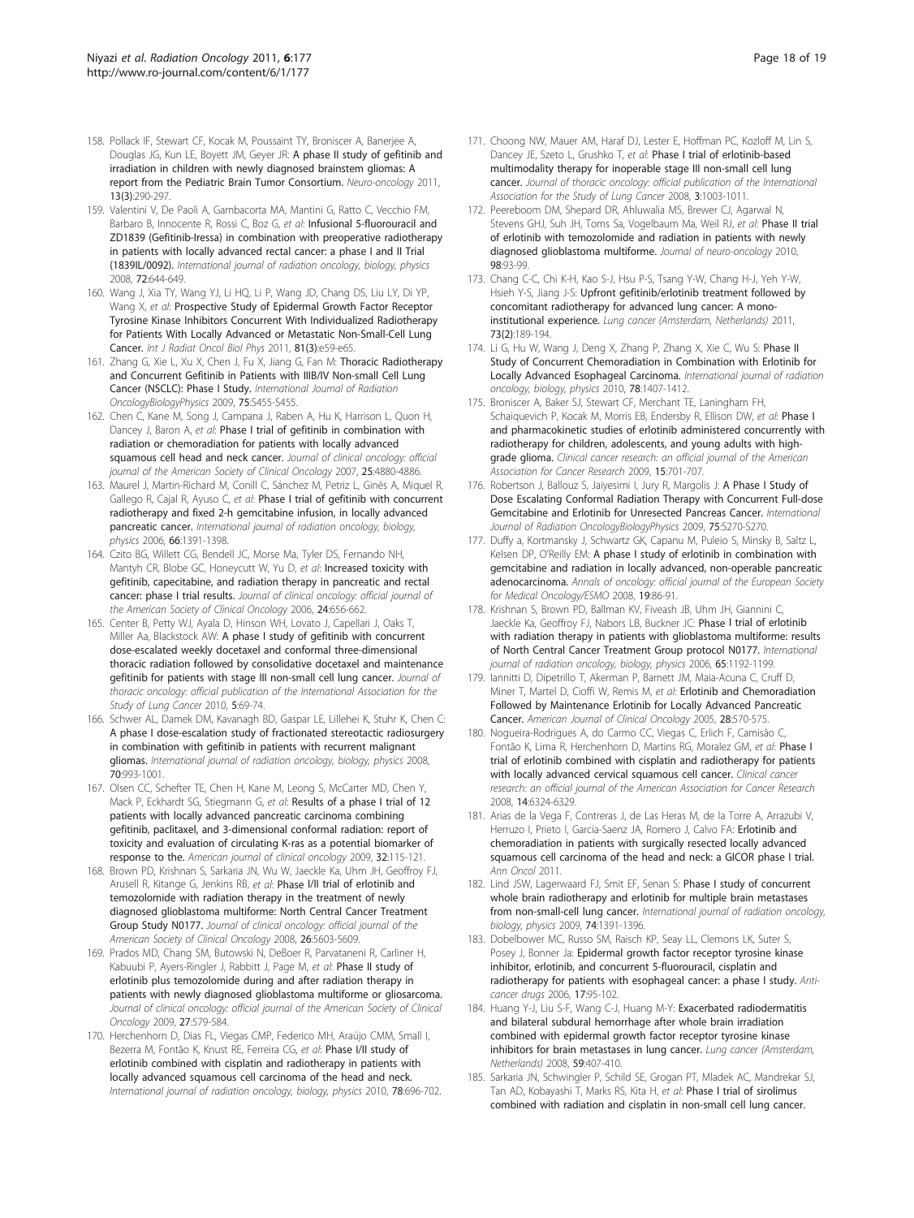158. Pollack IF, Stewart CF, Kocak M, Poussaint TY, Broniscer A, Banerjee A, Douglas JG, Kun LE, Boyett JM, Geyer JR: **A phase II study of gefitinib and irradiation in children with newly diagnosed brainstem gliomas: A report from the Pediatric Brain Tumor Consortium.** *Neuro-oncology* 2011, **13(3)**:290-297.
159. Valentini V, De Paoli A, Gambacorta MA, Mantini G, Ratto C, Vecchio FM, Barbaro B, Innocente R, Rossi C, Boz G, *et al*: **Infusional 5-fluorouracil and ZD1839 (Gefitinib-Iressa) in combination with preoperative radiotherapy in patients with locally advanced rectal cancer: a phase I and II Trial (1839IL/0092).** *International journal of radiation oncology, biology, physics* 2008, **72**:644-649.
160. Wang J, Xia TY, Wang YJ, Li HQ, Li P, Wang JD, Chang DS, Liu LY, Di YP, Wang X, *et al*: **Prospective Study of Epidermal Growth Factor Receptor Tyrosine Kinase Inhibitors Concurrent With Individualized Radiotherapy for Patients With Locally Advanced or Metastatic Non-Small-Cell Lung Cancer.** *Int J Radiat Oncol Biol Phys* 2011, **81(3)**:e59-e65.
161. Zhang G, Xie L, Xu X, Chen J, Fu X, Jiang G, Fan M: **Thoracic Radiotherapy and Concurrent Gefitinib in Patients with IIIB/IV Non-small Cell Lung Cancer (NSCLC): Phase I Study.** *International Journal of Radiation OncologyBiologyPhysics* 2009, **75**:S455-S455.
162. Chen C, Kane M, Song J, Campana J, Raben A, Hu K, Harrison L, Quon H, Dancey J, Baron A, *et al*: **Phase I trial of gefitinib in combination with radiation or chemoradiation for patients with locally advanced squamous cell head and neck cancer.** *Journal of clinical oncology: official journal of the American Society of Clinical Oncology* 2007, **25**:4880-4886.
163. Maurel J, Martin-Richard M, Conill C, Sánchez M, Petriz L, Ginès A, Miquel R, Gallego R, Cajal R, Ayuso C, *et al*: **Phase I trial of gefitinib with concurrent radiotherapy and fixed 2-h gemcitabine infusion, in locally advanced pancreatic cancer.** *International journal of radiation oncology, biology, physics* 2006, **66**:1391-1398.
164. Czito BG, Willett CG, Bendell JC, Morse Ma, Tyler DS, Fernando NH, Mantyh CR, Blobe GC, Honeycutt W, Yu D, *et al*: **Increased toxicity with gefitinib, capecitabine, and radiation therapy in pancreatic and rectal cancer: phase I trial results.** *Journal of clinical oncology: official journal of the American Society of Clinical Oncology* 2006, **24**:656-662.
165. Center B, Petty WJ, Ayala D, Hinson WH, Lovato J, Capellari J, Oaks T, Miller Aa, Blackstock AW: **A phase I study of gefitinib with concurrent dose-escalated weekly docetaxel and conformal three-dimensional thoracic radiation followed by consolidative docetaxel and maintenance gefitinib for patients with stage III non-small cell lung cancer.** *Journal of thoracic oncology: official publication of the International Association for the Study of Lung Cancer* 2010, **5**:69-74.
166. Schwer AL, Damek DM, Kavanagh BD, Gaspar LE, Lillehei K, Stuhr K, Chen C: **A phase I dose-escalation study of fractionated stereotactic radiosurgery in combination with gefitinib in patients with recurrent malignant gliomas.** *International journal of radiation oncology, biology, physics* 2008, **70**:993-1001.
167. Olsen CC, Schefter TE, Chen H, Kane M, Leong S, McCarter MD, Chen Y, Mack P, Eckhardt SG, Stiegmann G, *et al*: **Results of a phase I trial of 12 patients with locally advanced pancreatic carcinoma combining gefitinib, paclitaxel, and 3-dimensional conformal radiation: report of toxicity and evaluation of circulating K-ras as a potential biomarker of response to the.** *American journal of clinical oncology* 2009, **32**:115-121.
168. Brown PD, Krishnan S, Sarkaria JN, Wu W, Jaeckle Ka, Uhm JH, Geoffroy FJ, Arusell R, Kitange G, Jenkins RB, *et al*: **Phase I/II trial of erlotinib and temozolomide with radiation therapy in the treatment of newly diagnosed glioblastoma multiforme: North Central Cancer Treatment Group Study N0177.** *Journal of clinical oncology: official journal of the American Society of Clinical Oncology* 2008, **26**:5603-5609.
169. Prados MD, Chang SM, Butowski N, DeBoer R, Parvataneni R, Carliner H, Kabuubi P, Ayers-Ringler J, Rabbitt J, Page M, *et al*: **Phase II study of erlotinib plus temozolomide during and after radiation therapy in patients with newly diagnosed glioblastoma multiforme or gliosarcoma.** *Journal of clinical oncology: official journal of the American Society of Clinical Oncology* 2009, **27**:579-584.
170. Herchenhorn D, Dias FL, Viegas CMP, Federico MH, Araújo CMM, Small I, Bezerra M, Fontão K, Knust RE, Ferreira CG, *et al*: **Phase I/II study of erlotinib combined with cisplatin and radiotherapy in patients with locally advanced squamous cell carcinoma of the head and neck.** *International journal of radiation oncology, biology, physics* 2010, **78**:696-702.
171. Choong NW, Mauer AM, Haraf DJ, Lester E, Hoffman PC, Kozloff M, Lin S, Dancey JE, Szeto L, Grushko T, *et al*: **Phase I trial of erlotinib-based multimodality therapy for inoperable stage III non-small cell lung cancer.** *Journal of thoracic oncology: official publication of the International Association for the Study of Lung Cancer* 2008, **3**:1003-1011.
172. Peereboom DM, Shepard DR, Ahluwalia MS, Brewer CJ, Agarwal N, Stevens GHJ, Suh JH, Toms Sa, Vogelbaum Ma, Weil RJ, *et al*: **Phase II trial of erlotinib with temozolomide and radiation in patients with newly diagnosed glioblastoma multiforme.** *Journal of neuro-oncology* 2010, **98**:93-99.
173. Chang C-C, Chi K-H, Kao S-J, Hsu P-S, Tsang Y-W, Chang H-J, Yeh Y-W, Hsieh Y-S, Jiang J-S: **Upfront gefitinib/erlotinib treatment followed by concomitant radiotherapy for advanced lung cancer: A mono-institutional experience.** *Lung cancer (Amsterdam, Netherlands)* 2011, **73(2)**:189-194.
174. Li G, Hu W, Wang J, Deng X, Zhang P, Zhang X, Xie C, Wu S: **Phase II Study of Concurrent Chemoradiation in Combination with Erlotinib for Locally Advanced Esophageal Carcinoma.** *International journal of radiation oncology, biology, physics* 2010, **78**:1407-1412.
175. Broniscer A, Baker SJ, Stewart CF, Merchant TE, Laningham FH, Schaiquevich P, Kocak M, Morris EB, Endersby R, Ellison DW, *et al*: **Phase I and pharmacokinetic studies of erlotinib administered concurrently with radiotherapy for children, adolescents, and young adults with high-grade glioma.** *Clinical cancer research: an official journal of the American Association for Cancer Research* 2009, **15**:701-707.
176. Robertson J, Ballouz S, Jaiyesimi I, Jury R, Margolis J: **A Phase I Study of Dose Escalating Conformal Radiation Therapy with Concurrent Full-dose Gemcitabine and Erlotinib for Unresected Pancreas Cancer.** *International Journal of Radiation OncologyBiologyPhysics* 2009, **75**:S270-S270.
177. Duffy a, Kortmansky J, Schwartz GK, Capanu M, Puleio S, Minsky B, Saltz L, Kelsen DP, O'Reilly EM: **A phase I study of erlotinib in combination with gemcitabine and radiation in locally advanced, non-operable pancreatic adenocarcinoma.** *Annals of oncology: official journal of the European Society for Medical Oncology/ESMO* 2008, **19**:86-91.
178. Krishnan S, Brown PD, Ballman KV, Fiveash JB, Uhm JH, Giannini C, Jaeckle Ka, Geoffroy FJ, Nabors LB, Buckner JC: **Phase I trial of erlotinib with radiation therapy in patients with glioblastoma multiforme: results of North Central Cancer Treatment Group protocol N0177.** *International journal of radiation oncology, biology, physics* 2006, **65**:1192-1199.
179. Iannitti D, Dipetrillo T, Akerman P, Barnett JM, Maia-Acuna C, Cruff D, Miner T, Martel D, Cioffi W, Remis M, *et al*: **Erlotinib and Chemoradiation Followed by Maintenance Erlotinib for Locally Advanced Pancreatic Cancer.** *American Journal of Clinical Oncology* 2005, **28**:570-575.
180. Nogueira-Rodrigues A, do Carmo CC, Viegas C, Erlich F, Camisão C, Fontão K, Lima R, Herchenhorn D, Martins RG, Moralez GM, *et al*: **Phase I trial of erlotinib combined with cisplatin and radiotherapy for patients with locally advanced cervical squamous cell cancer.** *Clinical cancer research: an official journal of the American Association for Cancer Research* 2008, **14**:6324-6329.
181. Arias de la Vega F, Contreras J, de Las Heras M, de la Torre A, Arrazubi V, Herruzo I, Prieto I, Garcia-Saenz JA, Romero J, Calvo FA: **Erlotinib and chemoradiation in patients with surgically resected locally advanced squamous cell carcinoma of the head and neck: a GICOR phase I trial.** *Ann Oncol* 2011.
182. Lind JSW, Lagerwaard FJ, Smit EF, Senan S: **Phase I study of concurrent whole brain radiotherapy and erlotinib for multiple brain metastases from non-small-cell lung cancer.** *International journal of radiation oncology, biology, physics* 2009, **74**:1391-1396.
183. Dobelbower MC, Russo SM, Raisch KP, Seay LL, Clemons LK, Suter S, Posey J, Bonner Ja: **Epidermal growth factor receptor tyrosine kinase inhibitor, erlotinib, and concurrent 5-fluorouracil, cisplatin and radiotherapy for patients with esophageal cancer: a phase I study.** *Anti-cancer drugs* 2006, **17**:95-102.
184. Huang Y-J, Liu S-F, Wang C-J, Huang M-Y: **Exacerbated radiodermatitis and bilateral subdural hemorrhage after whole brain irradiation combined with epidermal growth factor receptor tyrosine kinase inhibitors for brain metastases in lung cancer.** *Lung cancer (Amsterdam, Netherlands)* 2008, **59**:407-410.
185. Sarkaria JN, Schwingler P, Schild SE, Grogan PT, Mladek AC, Mandrekar SJ, Tan AD, Kobayashi T, Marks RS, Kita H, *et al*: **Phase I trial of sirolimus combined with radiation and cisplatin in non-small cell lung cancer.**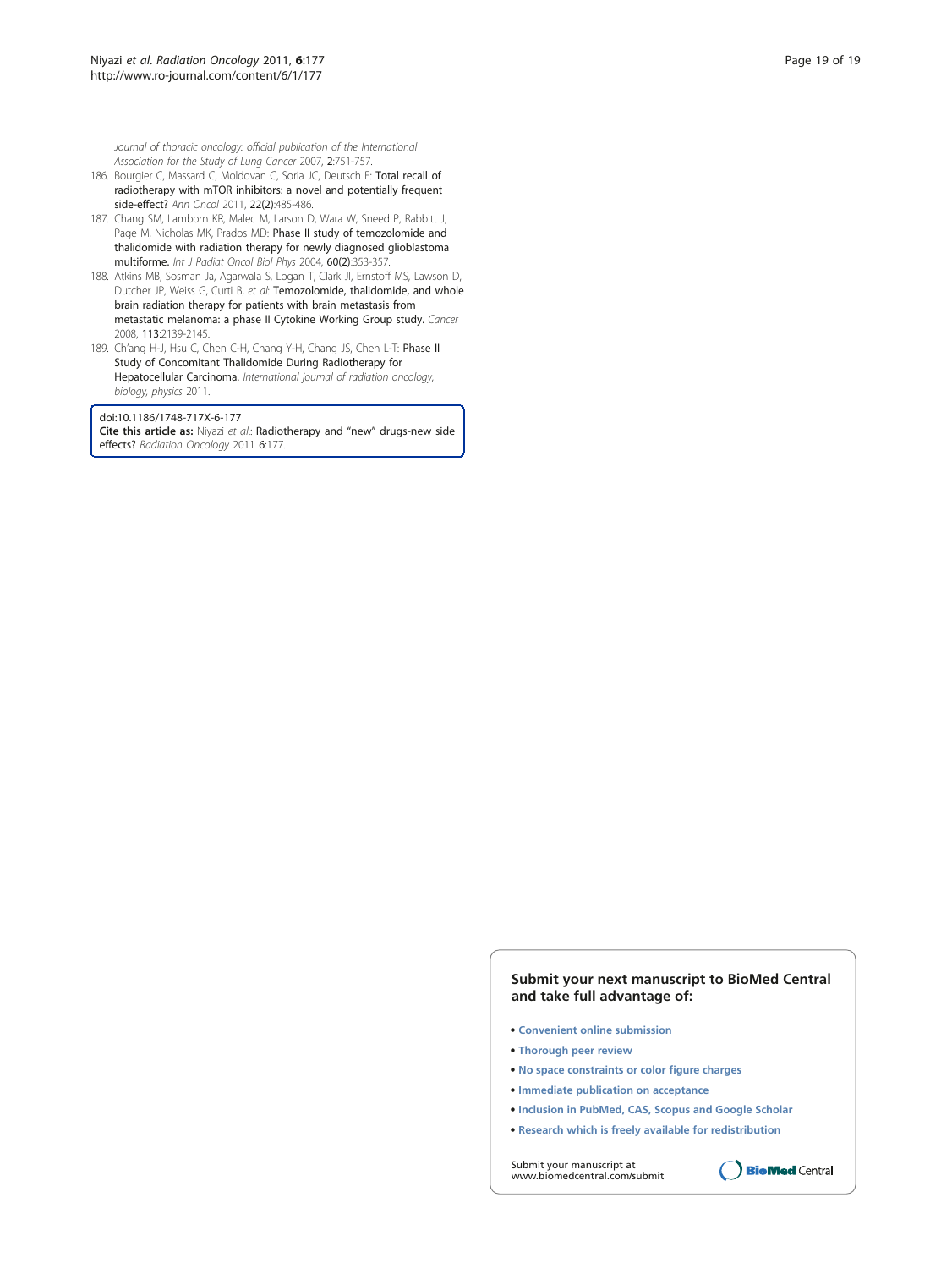*Journal of thoracic oncology: official publication of the International Association for the Study of Lung Cancer* 2007, **2**:751-757.

186. Bourgier C, Massard C, Moldovan C, Soria JC, Deutsch E: **Total recall of radiotherapy with mTOR inhibitors: a novel and potentially frequent side-effect?** *Ann Oncol* 2011, **22(2)**:485-486.
187. Chang SM, Lamborn KR, Malec M, Larson D, Wara W, Sneed P, Rabbitt J, Page M, Nicholas MK, Prados MD: **Phase II study of temozolomide and thalidomide with radiation therapy for newly diagnosed glioblastoma multiforme.** *Int J Radiat Oncol Biol Phys* 2004, **60(2)**:353-357.
188. Atkins MB, Sosman Ja, Agarwala S, Logan T, Clark JI, Ernstoff MS, Lawson D, Dutcher JP, Weiss G, Curti B, *et al*: **Temozolomide, thalidomide, and whole brain radiation therapy for patients with brain metastasis from metastatic melanoma: a phase II Cytokine Working Group study.** *Cancer* 2008, **113**:2139-2145.
189. Ch'ang H-J, Hsu C, Chen C-H, Chang Y-H, Chang JS, Chen L-T: **Phase II Study of Concomitant Thalidomide During Radiotherapy for Hepatocellular Carcinoma.** *International journal of radiation oncology, biology, physics* 2011.

doi:10.1186/1748-717X-6-177
**Cite this article as:** Niyazi *et al.*: Radiotherapy and "new" drugs-new side effects? *Radiation Oncology* 2011 **6**:177.

**Submit your next manuscript to BioMed Central and take full advantage of:**

- **Convenient online submission**
- **Thorough peer review**
- **No space constraints or color figure charges**
- **Immediate publication on acceptance**
- **Inclusion in PubMed, CAS, Scopus and Google Scholar**
- **Research which is freely available for redistribution**

Submit your manuscript at
www.biomedcentral.com/submit

BioMed Central